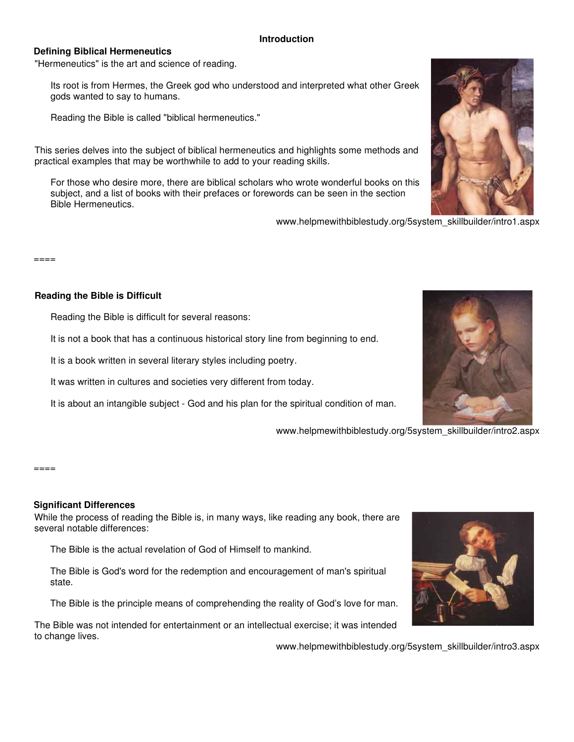# Introduction

## Defining Biblical Hermeneutics

"Hermeneutics" is the art and science of reading.

Its root is from Hermes, the Greek god who understood and interpreted what other Greek gods wanted to say to humans.

Reading the Bible is called "biblical hermeneutics."

This series delves into the subject of biblical hermeneutics and highlights some methods and practical examples that may be worthwhile to add to your reading skills.

For those who desire more, there are biblical scholars who wrote wonderful books on this subject, and a list of books with their prefaces or forewords can be seen in the section Bible Hermeneutics.

www.helpmewithbiblestudy.org/5system_skillbuilder/intro1.aspx

====

## Reading the Bible is Difficult

Reading the Bible is difficult for several reasons:

It is not a book that has a continuous historical story line from beginning to end.

It is a book written in several literary styles including poetry.

It was written in cultures and societies very different from today.

It is about an intangible subject - God and his plan for the spiritual condition of man.

www.helpmewithbiblestudy.org/5system_skillbuilder/intro2.aspx

====

## Significant Differences

While the process of reading the Bible is, in many ways, like reading any book, there are several notable differences:

The Bible is the actual revelation of God of Himself to mankind.

The Bible is God's word for the redemption and encouragement of man's spiritual state.

The Bible is the principle means of comprehending the reality of God's love for man.

The Bible was not intended for entertainment or an intellectual exercise; it was intended to change lives.

www.helpmewithbiblestudy.org/5system_skillbuilder/intro3.aspx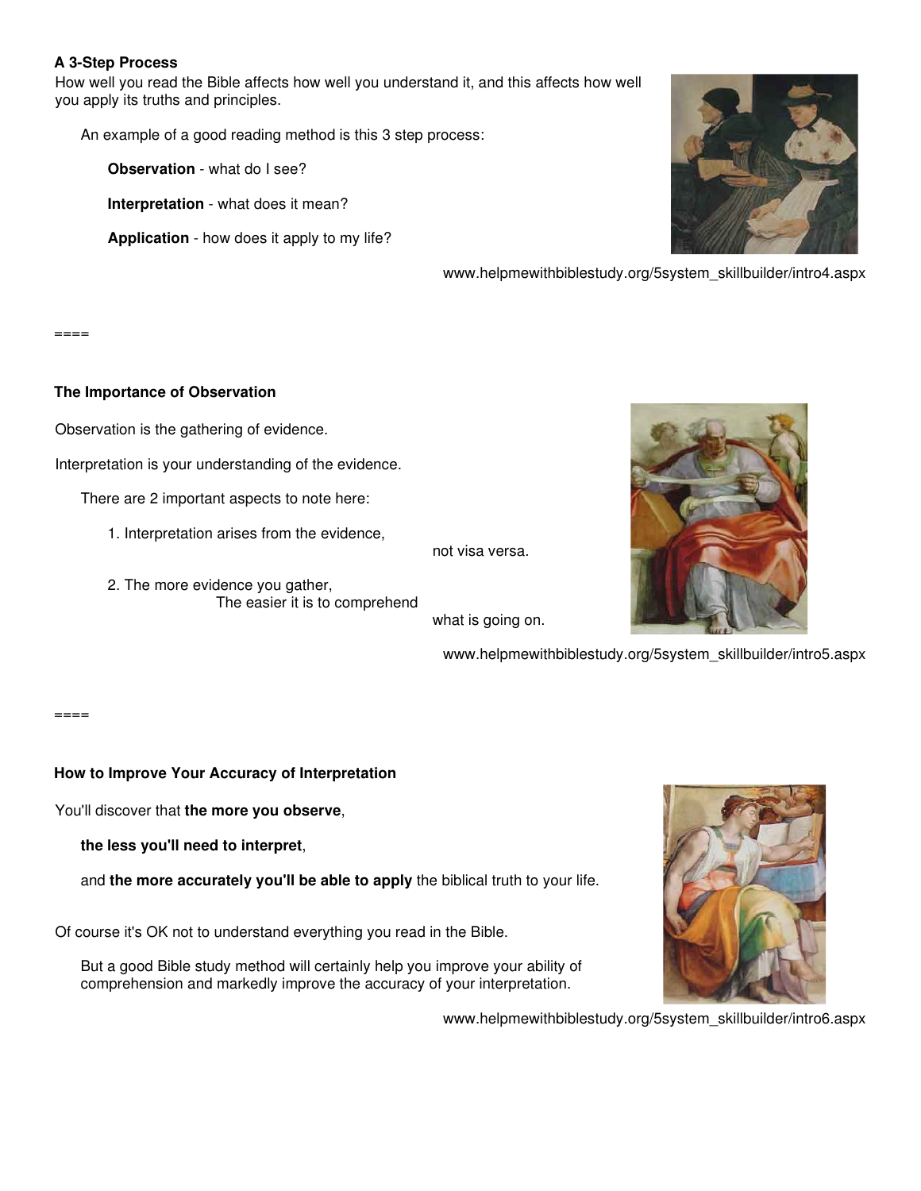**A 3-Step Process**

How well you read the Bible affects how well you understand it, and this affects how well you apply its truths and principles.

An example of a good reading method is this 3 step process:

**Observation** - what do I see?

**Interpretation** - what does it mean?

**Application** - how does it apply to my life?

www.helpmewithbiblestudy.org/5system_skillbuilder/intro4.aspx

====

**The Importance of Observation**

Observation is the gathering of evidence.

Interpretation is your understanding of the evidence.

There are 2 important aspects to note here:

1. Interpretation arises from the evidence, not visa versa.

2. The more evidence you gather, The easier it is to comprehend what is going on.

www.helpmewithbiblestudy.org/5system_skillbuilder/intro5.aspx

====

**How to Improve Your Accuracy of Interpretation**

You'll discover that **the more you observe**,

**the less you'll need to interpret**,

and **the more accurately you'll be able to apply** the biblical truth to your life.

Of course it's OK not to understand everything you read in the Bible.

But a good Bible study method will certainly help you improve your ability of comprehension and markedly improve the accuracy of your interpretation.

www.helpmewithbiblestudy.org/5system_skillbuilder/intro6.aspx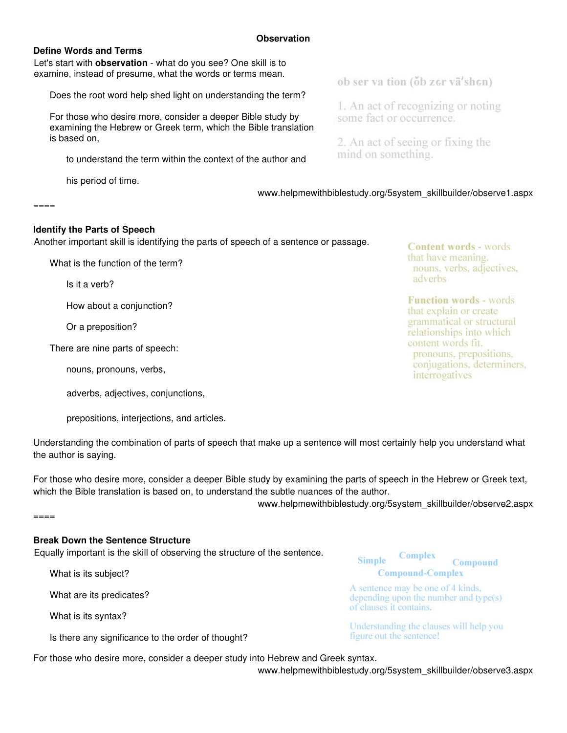# Observation

## Define Words and Terms

Let's start with **observation** - what do you see? One skill is to examine, instead of presume, what the words or terms mean.

Does the root word help shed light on understanding the term?

For those who desire more, consider a deeper Bible study by examining the Hebrew or Greek term, which the Bible translation is based on,

to understand the term within the context of the author and

his period of time.

ob ser va tion (ŏb zer vā'shen)

1. An act of recognizing or noting some fact or occurrence.

2. An act of seeing or fixing the mind on something.

www.helpmewithbiblestudy.org/5system_skillbuilder/observe1.aspx

====

## Identify the Parts of Speech

Another important skill is identifying the parts of speech of a sentence or passage.

What is the function of the term?

Is it a verb?

How about a conjunction?

Or a preposition?

There are nine parts of speech:

nouns, pronouns, verbs,

adverbs, adjectives, conjunctions,

prepositions, interjections, and articles.

**Content words** - words that have meaning. nouns, verbs, adjectives, adverbs

**Function words** - words that explain or create grammatical or structural relationships into which content words fit. pronouns, prepositions, conjugations, determiners, interrogatives

Understanding the combination of parts of speech that make up a sentence will most certainly help you understand what the author is saying.

For those who desire more, consider a deeper Bible study by examining the parts of speech in the Hebrew or Greek text, which the Bible translation is based on, to understand the subtle nuances of the author.

www.helpmewithbiblestudy.org/5system_skillbuilder/observe2.aspx

====

## Break Down the Sentence Structure

Equally important is the skill of observing the structure of the sentence.

What is its subject?

What are its predicates?

What is its syntax?

Is there any significance to the order of thought?

Simple Complex Compound Compound-Complex

A sentence may be one of 4 kinds, depending upon the number and type(s) of clauses it contains.

Understanding the clauses will help you figure out the sentence!

For those who desire more, consider a deeper study into Hebrew and Greek syntax.

www.helpmewithbiblestudy.org/5system_skillbuilder/observe3.aspx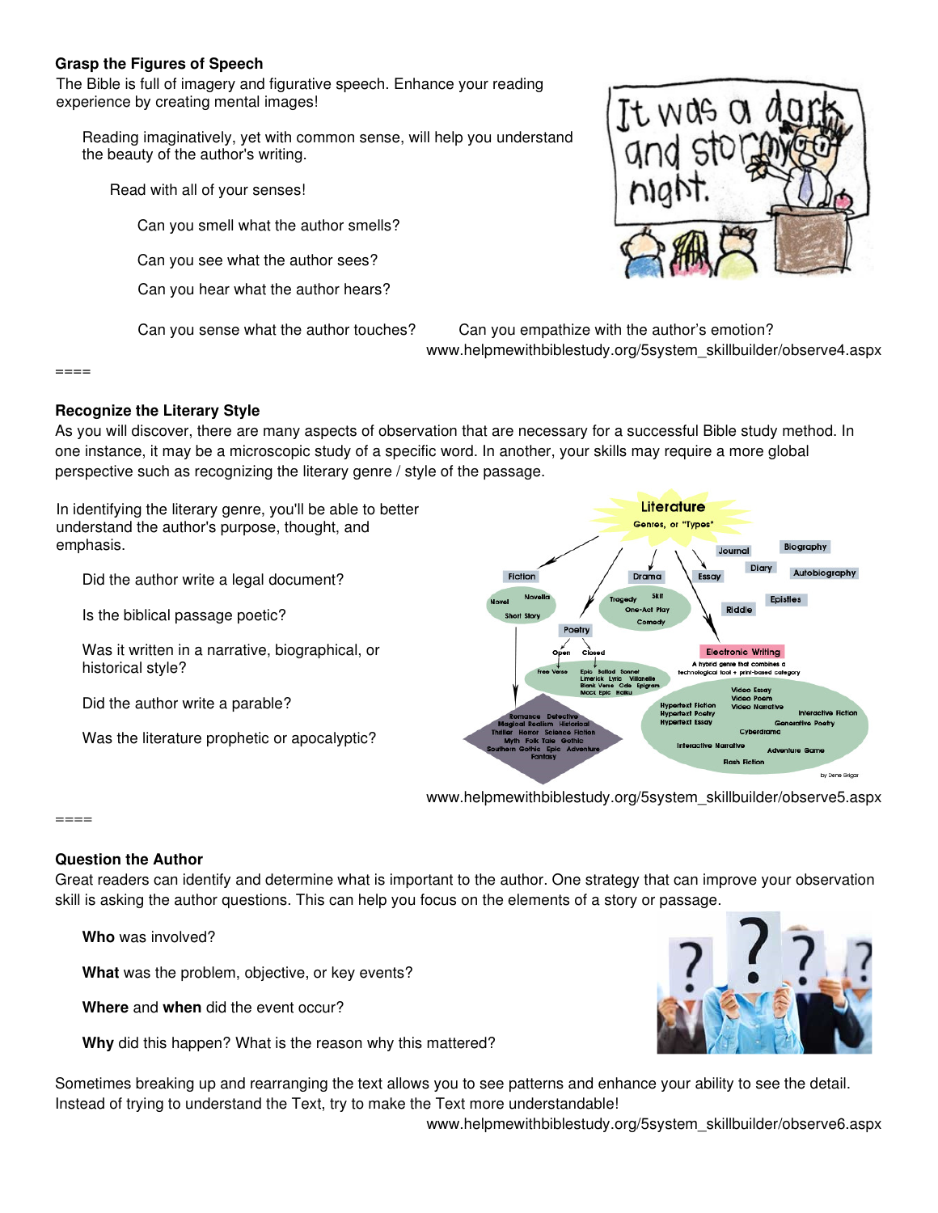**Grasp the Figures of Speech**

The Bible is full of imagery and figurative speech. Enhance your reading experience by creating mental images!

Reading imaginatively, yet with common sense, will help you understand the beauty of the author's writing.

Read with all of your senses!

Can you smell what the author smells?

Can you see what the author sees?

Can you hear what the author hears?

Can you sense what the author touches?

Can you empathize with the author's emotion?

www.helpmewithbiblestudy.org/5system_skillbuilder/observe4.aspx

====

**Recognize the Literary Style**

As you will discover, there are many aspects of observation that are necessary for a successful Bible study method. In one instance, it may be a microscopic study of a specific word. In another, your skills may require a more global perspective such as recognizing the literary genre / style of the passage.

In identifying the literary genre, you'll be able to better understand the author's purpose, thought, and emphasis.

Did the author write a legal document?

Is the biblical passage poetic?

Was it written in a narrative, biographical, or historical style?

Did the author write a parable?

Was the literature prophetic or apocalyptic?

www.helpmewithbiblestudy.org/5system_skillbuilder/observe5.aspx

====

**Question the Author**

Great readers can identify and determine what is important to the author. One strategy that can improve your observation skill is asking the author questions. This can help you focus on the elements of a story or passage.

**Who** was involved?

**What** was the problem, objective, or key events?

**Where** and **when** did the event occur?

**Why** did this happen? What is the reason why this mattered?

Sometimes breaking up and rearranging the text allows you to see patterns and enhance your ability to see the detail. Instead of trying to understand the Text, try to make the Text more understandable!

www.helpmewithbiblestudy.org/5system_skillbuilder/observe6.aspx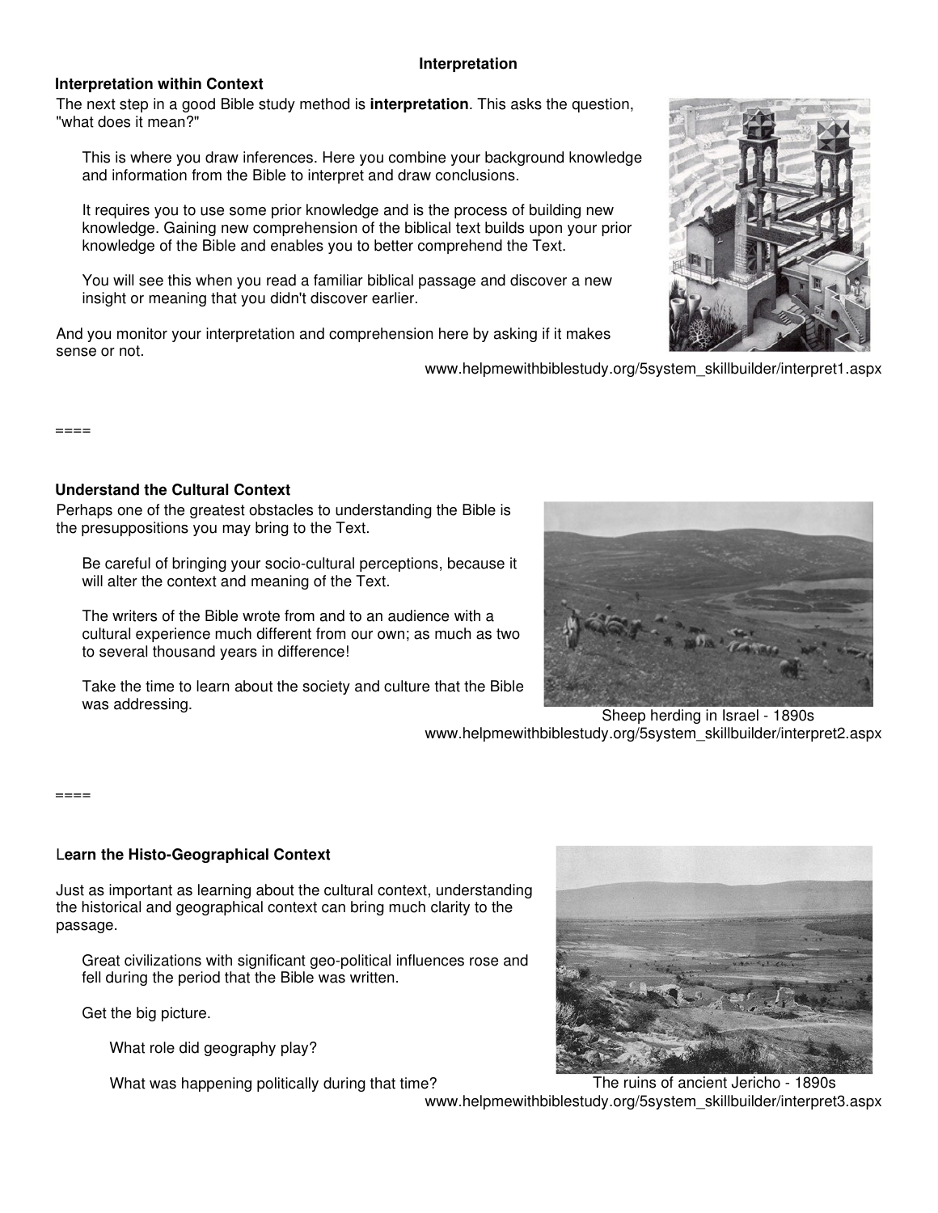# Interpretation

## Interpretation within Context

The next step in a good Bible study method is **interpretation**. This asks the question, "what does it mean?"

This is where you draw inferences. Here you combine your background knowledge and information from the Bible to interpret and draw conclusions.

It requires you to use some prior knowledge and is the process of building new knowledge. Gaining new comprehension of the biblical text builds upon your prior knowledge of the Bible and enables you to better comprehend the Text.

You will see this when you read a familiar biblical passage and discover a new insight or meaning that you didn't discover earlier.

And you monitor your interpretation and comprehension here by asking if it makes sense or not.

www.helpmewithbiblestudy.org/5system_skillbuilder/interpret1.aspx

====

## Understand the Cultural Context

Perhaps one of the greatest obstacles to understanding the Bible is the presuppositions you may bring to the Text.

Be careful of bringing your socio-cultural perceptions, because it will alter the context and meaning of the Text.

The writers of the Bible wrote from and to an audience with a cultural experience much different from our own; as much as two to several thousand years in difference!

Take the time to learn about the society and culture that the Bible was addressing.

Sheep herding in Israel - 1890s

www.helpmewithbiblestudy.org/5system_skillbuilder/interpret2.aspx

====

## Learn the Histo-Geographical Context

Just as important as learning about the cultural context, understanding the historical and geographical context can bring much clarity to the passage.

Great civilizations with significant geo-political influences rose and fell during the period that the Bible was written.

Get the big picture.

What role did geography play?

What was happening politically during that time?

The ruins of ancient Jericho - 1890s

www.helpmewithbiblestudy.org/5system_skillbuilder/interpret3.aspx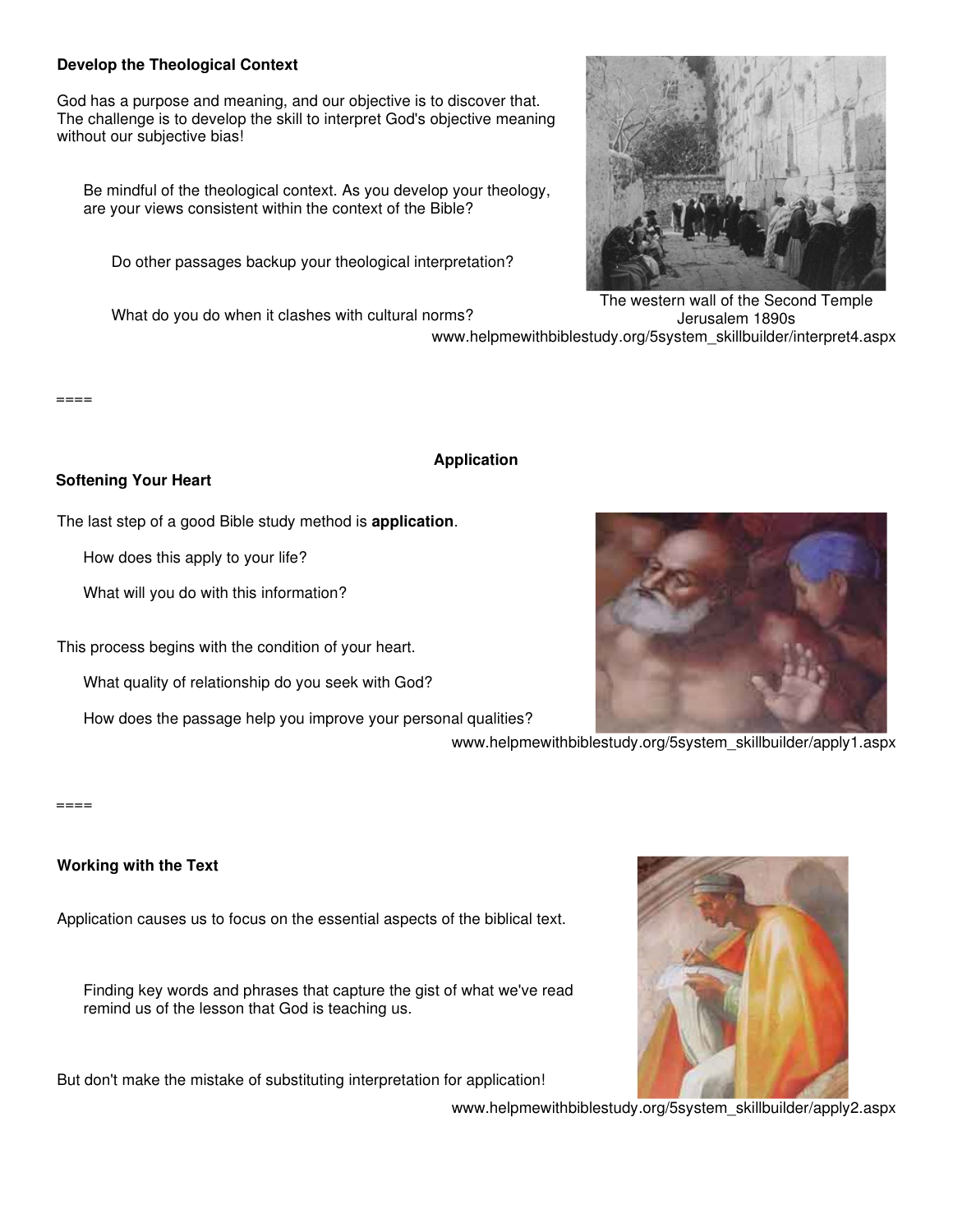**Develop the Theological Context**

God has a purpose and meaning, and our objective is to discover that. The challenge is to develop the skill to interpret God's objective meaning without our subjective bias!

Be mindful of the theological context. As you develop your theology, are your views consistent within the context of the Bible?

Do other passages backup your theological interpretation?

What do you do when it clashes with cultural norms?

The western wall of the Second Temple
Jerusalem 1890s

www.helpmewithbiblestudy.org/5system_skillbuilder/interpret4.aspx

====

## Application

**Softening Your Heart**

The last step of a good Bible study method is **application**.

How does this apply to your life?

What will you do with this information?

This process begins with the condition of your heart.

What quality of relationship do you seek with God?

How does the passage help you improve your personal qualities?

www.helpmewithbiblestudy.org/5system_skillbuilder/apply1.aspx

====

**Working with the Text**

Application causes us to focus on the essential aspects of the biblical text.

Finding key words and phrases that capture the gist of what we've read remind us of the lesson that God is teaching us.

But don't make the mistake of substituting interpretation for application!

www.helpmewithbiblestudy.org/5system_skillbuilder/apply2.aspx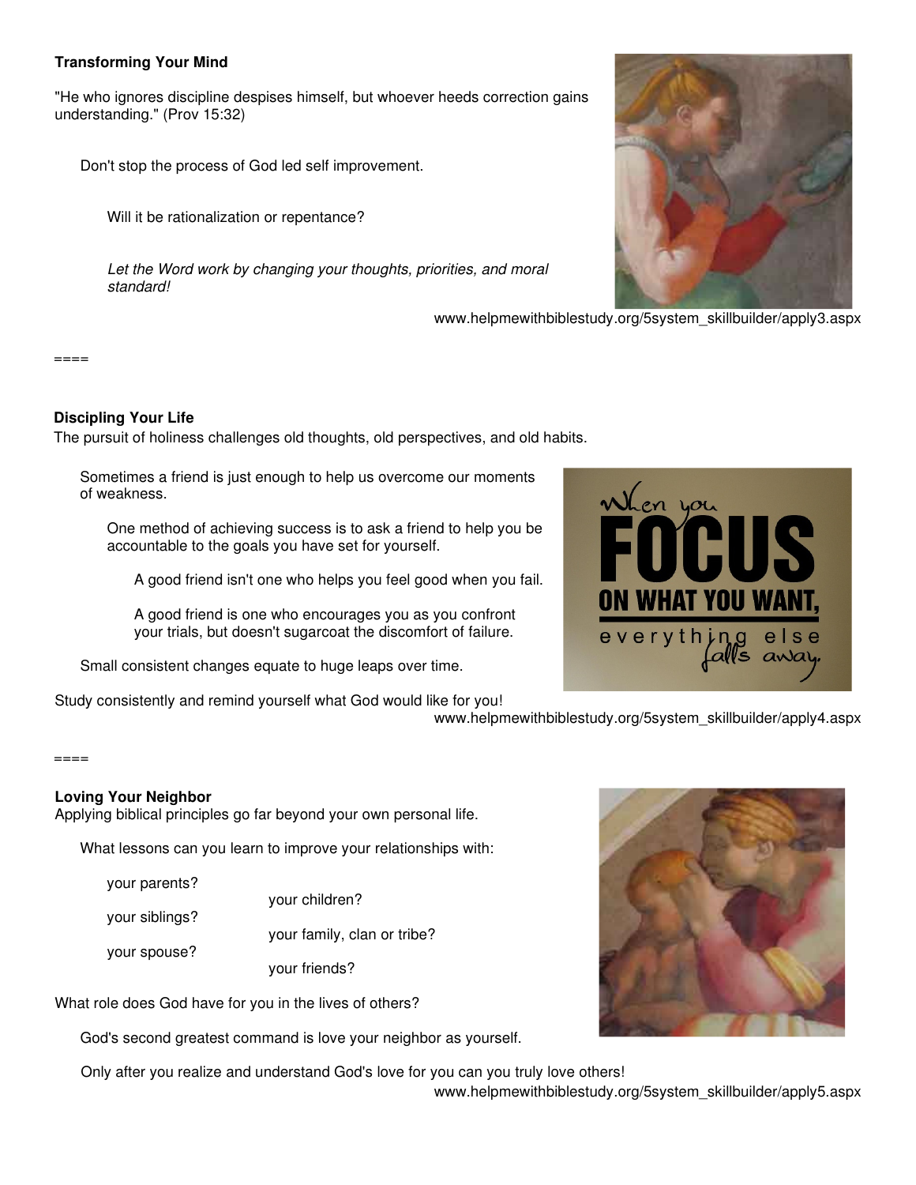**Transforming Your Mind**

"He who ignores discipline despises himself, but whoever heeds correction gains understanding." (Prov 15:32)

Don't stop the process of God led self improvement.

Will it be rationalization or repentance?

*Let the Word work by changing your thoughts, priorities, and moral standard!*

www.helpmewithbiblestudy.org/5system_skillbuilder/apply3.aspx

====

**Discipling Your Life**

The pursuit of holiness challenges old thoughts, old perspectives, and old habits.

Sometimes a friend is just enough to help us overcome our moments of weakness.

One method of achieving success is to ask a friend to help you be accountable to the goals you have set for yourself.

A good friend isn't one who helps you feel good when you fail.

A good friend is one who encourages you as you confront your trials, but doesn't sugarcoat the discomfort of failure.

Small consistent changes equate to huge leaps over time.

Study consistently and remind yourself what God would like for you!

www.helpmewithbiblestudy.org/5system_skillbuilder/apply4.aspx

====

**Loving Your Neighbor**

Applying biblical principles go far beyond your own personal life.

What lessons can you learn to improve your relationships with:

- your parents?
- your siblings?
- your spouse?
- your children?
- your family, clan or tribe?
- your friends?

What role does God have for you in the lives of others?

God's second greatest command is love your neighbor as yourself.

Only after you realize and understand God's love for you can you truly love others!

www.helpmewithbiblestudy.org/5system_skillbuilder/apply5.aspx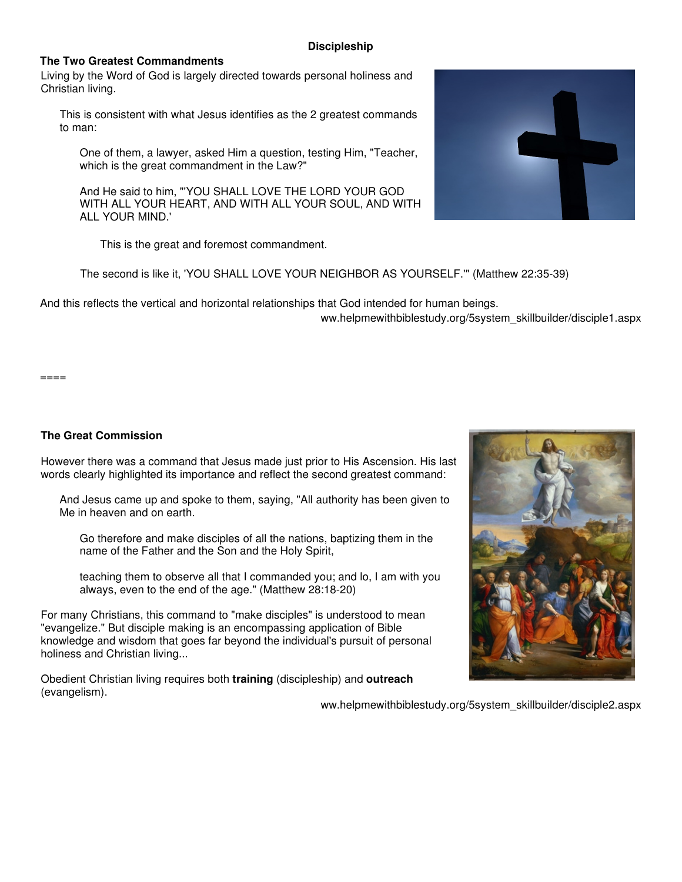**Discipleship**

### The Two Greatest Commandments

Living by the Word of God is largely directed towards personal holiness and Christian living.

> This is consistent with what Jesus identifies as the 2 greatest commands to man:
>
> > One of them, a lawyer, asked Him a question, testing Him, "Teacher, which is the great commandment in the Law?"
> >
> > And He said to him, "'YOU SHALL LOVE THE LORD YOUR GOD WITH ALL YOUR HEART, AND WITH ALL YOUR SOUL, AND WITH ALL YOUR MIND.'
> >
> > > This is the great and foremost commandment.
> >
> > The second is like it, 'YOU SHALL LOVE YOUR NEIGHBOR AS YOURSELF.'" (Matthew 22:35-39)

And this reflects the vertical and horizontal relationships that God intended for human beings.

ww.helpmewithbiblestudy.org/5system_skillbuilder/disciple1.aspx

====

### The Great Commission

However there was a command that Jesus made just prior to His Ascension. His last words clearly highlighted its importance and reflect the second greatest command:

> And Jesus came up and spoke to them, saying, "All authority has been given to Me in heaven and on earth.
>
> > Go therefore and make disciples of all the nations, baptizing them in the name of the Father and the Son and the Holy Spirit,
> >
> > teaching them to observe all that I commanded you; and lo, I am with you always, even to the end of the age." (Matthew 28:18-20)

For many Christians, this command to "make disciples" is understood to mean "evangelize." But disciple making is an encompassing application of Bible knowledge and wisdom that goes far beyond the individual's pursuit of personal holiness and Christian living...

Obedient Christian living requires both **training** (discipleship) and **outreach** (evangelism).

ww.helpmewithbiblestudy.org/5system_skillbuilder/disciple2.aspx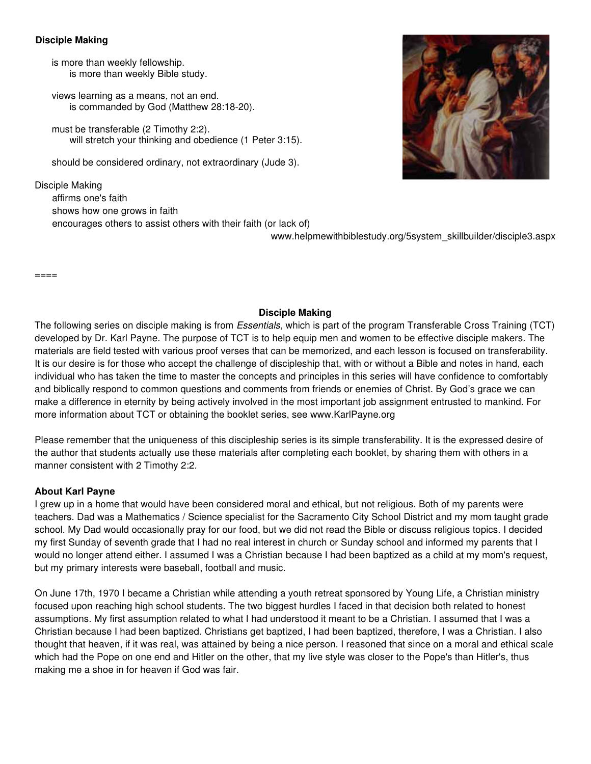**Disciple Making**

is more than weekly fellowship.
is more than weekly Bible study.

views learning as a means, not an end.
is commanded by God (Matthew 28:18-20).

must be transferable (2 Timothy 2:2).
will stretch your thinking and obedience (1 Peter 3:15).

should be considered ordinary, not extraordinary (Jude 3).

Disciple Making
affirms one's faith
shows how one grows in faith
encourages others to assist others with their faith (or lack of)

www.helpmewithbiblestudy.org/5system_skillbuilder/disciple3.aspx

====

**Disciple Making**

The following series on disciple making is from *Essentials,* which is part of the program Transferable Cross Training (TCT) developed by Dr. Karl Payne. The purpose of TCT is to help equip men and women to be effective disciple makers. The materials are field tested with various proof verses that can be memorized, and each lesson is focused on transferability. It is our desire is for those who accept the challenge of discipleship that, with or without a Bible and notes in hand, each individual who has taken the time to master the concepts and principles in this series will have confidence to comfortably and biblically respond to common questions and comments from friends or enemies of Christ. By God's grace we can make a difference in eternity by being actively involved in the most important job assignment entrusted to mankind. For more information about TCT or obtaining the booklet series, see www.KarlPayne.org

Please remember that the uniqueness of this discipleship series is its simple transferability. It is the expressed desire of the author that students actually use these materials after completing each booklet, by sharing them with others in a manner consistent with 2 Timothy 2:2.

**About Karl Payne**

I grew up in a home that would have been considered moral and ethical, but not religious. Both of my parents were teachers. Dad was a Mathematics / Science specialist for the Sacramento City School District and my mom taught grade school. My Dad would occasionally pray for our food, but we did not read the Bible or discuss religious topics. I decided my first Sunday of seventh grade that I had no real interest in church or Sunday school and informed my parents that I would no longer attend either. I assumed I was a Christian because I had been baptized as a child at my mom's request, but my primary interests were baseball, football and music.

On June 17th, 1970 I became a Christian while attending a youth retreat sponsored by Young Life, a Christian ministry focused upon reaching high school students. The two biggest hurdles I faced in that decision both related to honest assumptions. My first assumption related to what I had understood it meant to be a Christian. I assumed that I was a Christian because I had been baptized. Christians get baptized, I had been baptized, therefore, I was a Christian. I also thought that heaven, if it was real, was attained by being a nice person. I reasoned that since on a moral and ethical scale which had the Pope on one end and Hitler on the other, that my live style was closer to the Pope's than Hitler's, thus making me a shoe in for heaven if God was fair.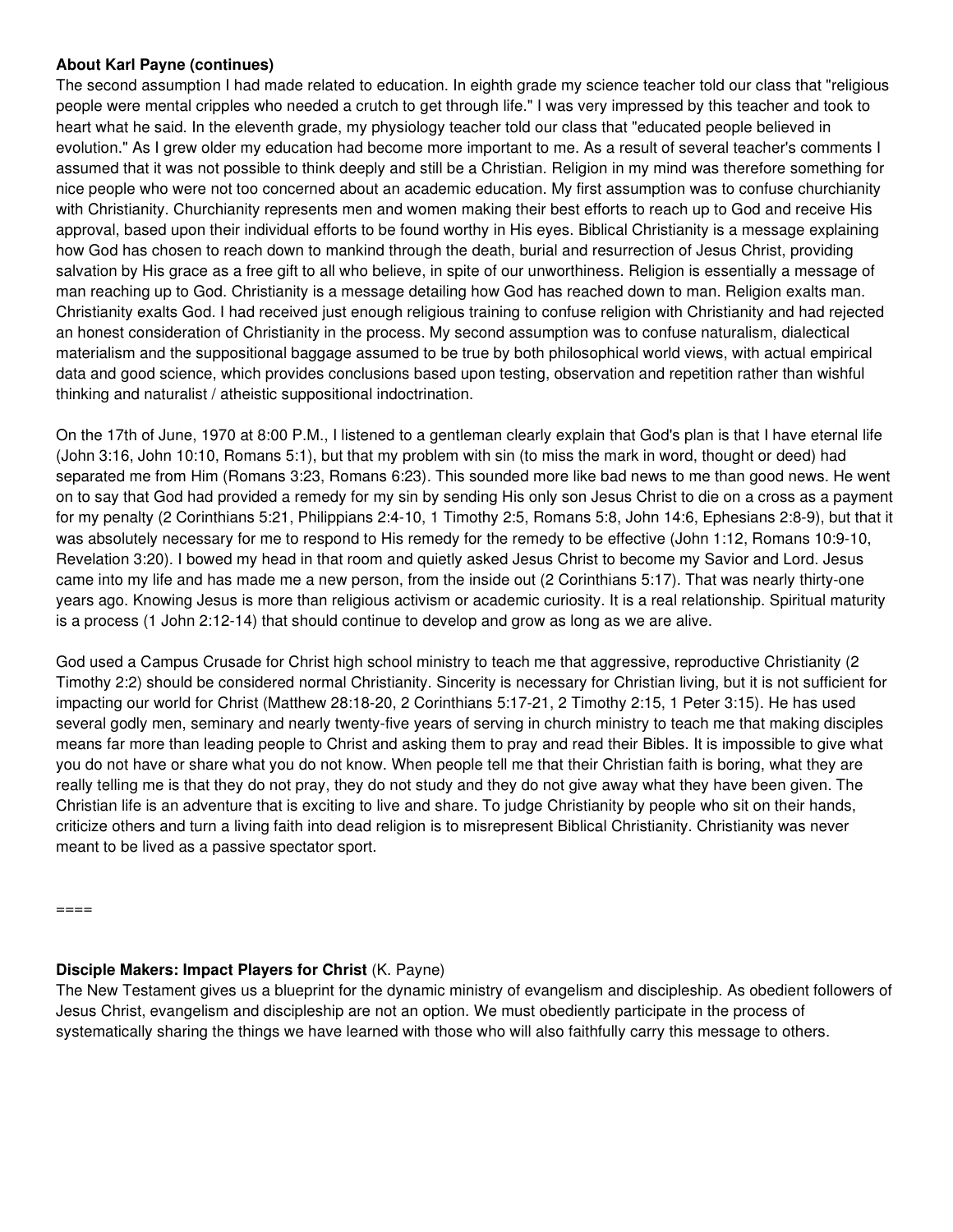**About Karl Payne (continues)**

The second assumption I had made related to education. In eighth grade my science teacher told our class that "religious people were mental cripples who needed a crutch to get through life." I was very impressed by this teacher and took to heart what he said. In the eleventh grade, my physiology teacher told our class that "educated people believed in evolution." As I grew older my education had become more important to me. As a result of several teacher's comments I assumed that it was not possible to think deeply and still be a Christian. Religion in my mind was therefore something for nice people who were not too concerned about an academic education. My first assumption was to confuse churchianity with Christianity. Churchianity represents men and women making their best efforts to reach up to God and receive His approval, based upon their individual efforts to be found worthy in His eyes. Biblical Christianity is a message explaining how God has chosen to reach down to mankind through the death, burial and resurrection of Jesus Christ, providing salvation by His grace as a free gift to all who believe, in spite of our unworthiness. Religion is essentially a message of man reaching up to God. Christianity is a message detailing how God has reached down to man. Religion exalts man. Christianity exalts God. I had received just enough religious training to confuse religion with Christianity and had rejected an honest consideration of Christianity in the process. My second assumption was to confuse naturalism, dialectical materialism and the suppositional baggage assumed to be true by both philosophical world views, with actual empirical data and good science, which provides conclusions based upon testing, observation and repetition rather than wishful thinking and naturalist / atheistic suppositional indoctrination.

On the 17th of June, 1970 at 8:00 P.M., I listened to a gentleman clearly explain that God's plan is that I have eternal life (John 3:16, John 10:10, Romans 5:1), but that my problem with sin (to miss the mark in word, thought or deed) had separated me from Him (Romans 3:23, Romans 6:23). This sounded more like bad news to me than good news. He went on to say that God had provided a remedy for my sin by sending His only son Jesus Christ to die on a cross as a payment for my penalty (2 Corinthians 5:21, Philippians 2:4-10, 1 Timothy 2:5, Romans 5:8, John 14:6, Ephesians 2:8-9), but that it was absolutely necessary for me to respond to His remedy for the remedy to be effective (John 1:12, Romans 10:9-10, Revelation 3:20). I bowed my head in that room and quietly asked Jesus Christ to become my Savior and Lord. Jesus came into my life and has made me a new person, from the inside out (2 Corinthians 5:17). That was nearly thirty-one years ago. Knowing Jesus is more than religious activism or academic curiosity. It is a real relationship. Spiritual maturity is a process (1 John 2:12-14) that should continue to develop and grow as long as we are alive.

God used a Campus Crusade for Christ high school ministry to teach me that aggressive, reproductive Christianity (2 Timothy 2:2) should be considered normal Christianity. Sincerity is necessary for Christian living, but it is not sufficient for impacting our world for Christ (Matthew 28:18-20, 2 Corinthians 5:17-21, 2 Timothy 2:15, 1 Peter 3:15). He has used several godly men, seminary and nearly twenty-five years of serving in church ministry to teach me that making disciples means far more than leading people to Christ and asking them to pray and read their Bibles. It is impossible to give what you do not have or share what you do not know. When people tell me that their Christian faith is boring, what they are really telling me is that they do not pray, they do not study and they do not give away what they have been given. The Christian life is an adventure that is exciting to live and share. To judge Christianity by people who sit on their hands, criticize others and turn a living faith into dead religion is to misrepresent Biblical Christianity. Christianity was never meant to be lived as a passive spectator sport.

====

**Disciple Makers: Impact Players for Christ** (K. Payne)

The New Testament gives us a blueprint for the dynamic ministry of evangelism and discipleship. As obedient followers of Jesus Christ, evangelism and discipleship are not an option. We must obediently participate in the process of systematically sharing the things we have learned with those who will also faithfully carry this message to others.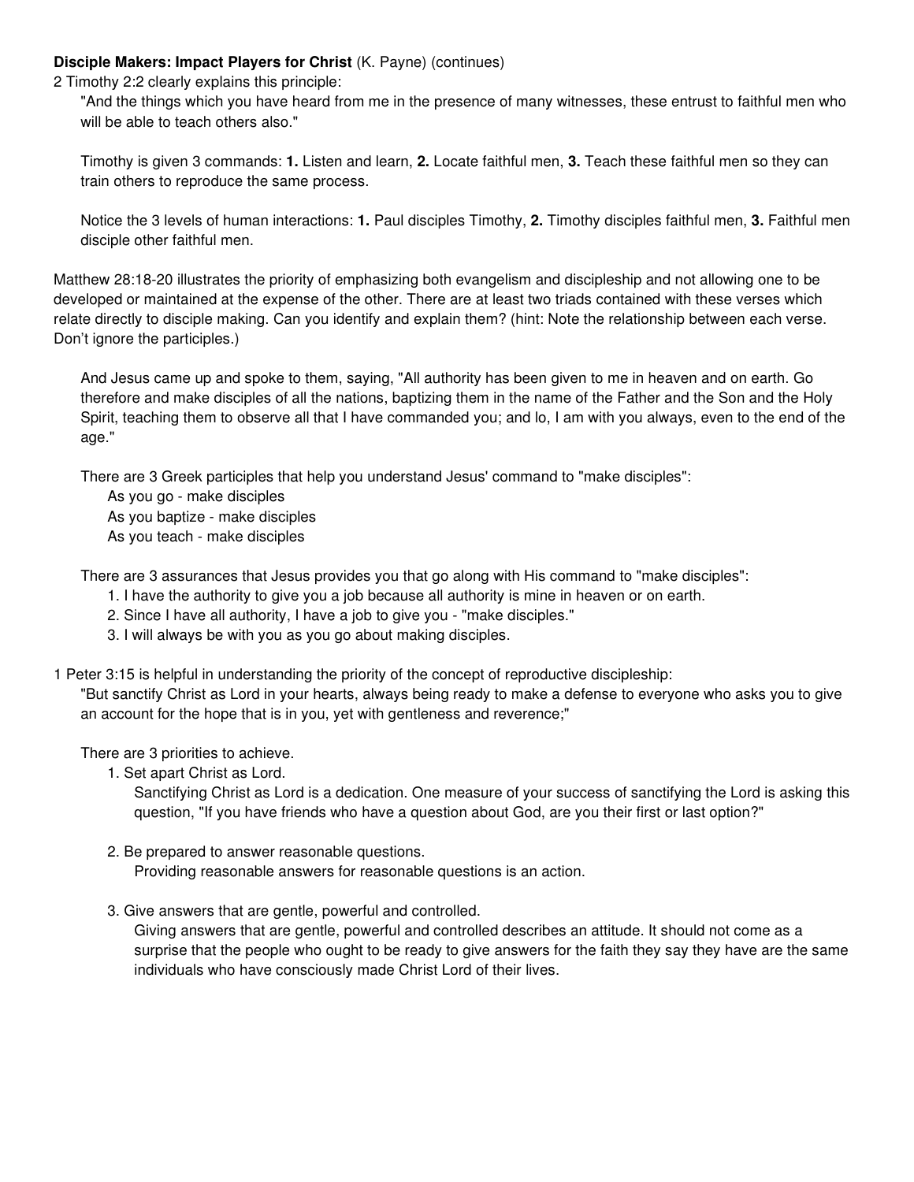**Disciple Makers: Impact Players for Christ** (K. Payne) (continues)

2 Timothy 2:2 clearly explains this principle:

> "And the things which you have heard from me in the presence of many witnesses, these entrust to faithful men who will be able to teach others also."
>
> Timothy is given 3 commands: **1.** Listen and learn, **2.** Locate faithful men, **3.** Teach these faithful men so they can train others to reproduce the same process.
>
> Notice the 3 levels of human interactions: **1.** Paul disciples Timothy, **2.** Timothy disciples faithful men, **3.** Faithful men disciple other faithful men.

Matthew 28:18-20 illustrates the priority of emphasizing both evangelism and discipleship and not allowing one to be developed or maintained at the expense of the other. There are at least two triads contained with these verses which relate directly to disciple making. Can you identify and explain them? (hint: Note the relationship between each verse. Don't ignore the participles.)

> And Jesus came up and spoke to them, saying, "All authority has been given to me in heaven and on earth. Go therefore and make disciples of all the nations, baptizing them in the name of the Father and the Son and the Holy Spirit, teaching them to observe all that I have commanded you; and lo, I am with you always, even to the end of the age."
>
> There are 3 Greek participles that help you understand Jesus' command to "make disciples":
>
> As you go - make disciples
> As you baptize - make disciples
> As you teach - make disciples
>
> There are 3 assurances that Jesus provides you that go along with His command to "make disciples":
>
> 1. I have the authority to give you a job because all authority is mine in heaven or on earth.
> 2. Since I have all authority, I have a job to give you - "make disciples."
> 3. I will always be with you as you go about making disciples.

1 Peter 3:15 is helpful in understanding the priority of the concept of reproductive discipleship:

> "But sanctify Christ as Lord in your hearts, always being ready to make a defense to everyone who asks you to give an account for the hope that is in you, yet with gentleness and reverence;"
>
> There are 3 priorities to achieve.
>
> 1. Set apart Christ as Lord.
>    Sanctifying Christ as Lord is a dedication. One measure of your success of sanctifying the Lord is asking this question, "If you have friends who have a question about God, are you their first or last option?"
>
> 2. Be prepared to answer reasonable questions.
>    Providing reasonable answers for reasonable questions is an action.
>
> 3. Give answers that are gentle, powerful and controlled.
>    Giving answers that are gentle, powerful and controlled describes an attitude. It should not come as a surprise that the people who ought to be ready to give answers for the faith they say they have are the same individuals who have consciously made Christ Lord of their lives.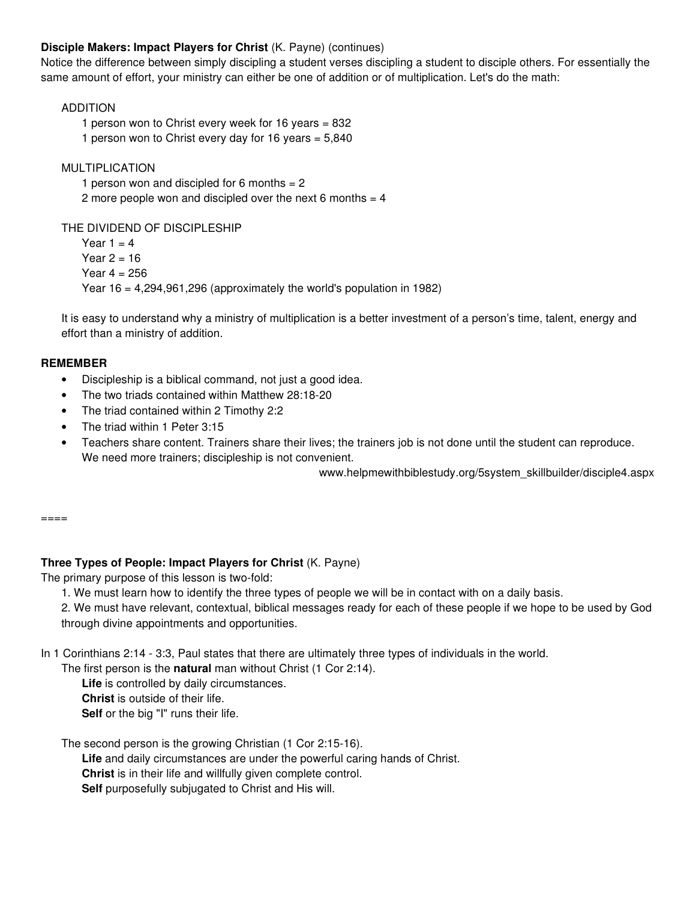**Disciple Makers: Impact Players for Christ** (K. Payne) (continues)

Notice the difference between simply discipling a student verses discipling a student to disciple others. For essentially the same amount of effort, your ministry can either be one of addition or of multiplication. Let's do the math:

ADDITION

1 person won to Christ every week for 16 years = 832

1 person won to Christ every day for 16 years = 5,840

MULTIPLICATION

1 person won and discipled for 6 months = 2

2 more people won and discipled over the next 6 months = 4

THE DIVIDEND OF DISCIPLESHIP

Year 1 = 4

Year 2 = 16

Year 4 = 256

Year 16 = 4,294,961,296 (approximately the world's population in 1982)

It is easy to understand why a ministry of multiplication is a better investment of a person's time, talent, energy and effort than a ministry of addition.

**REMEMBER**

- Discipleship is a biblical command, not just a good idea.
- The two triads contained within Matthew 28:18-20
- The triad contained within 2 Timothy 2:2
- The triad within 1 Peter 3:15
- Teachers share content. Trainers share their lives; the trainers job is not done until the student can reproduce. We need more trainers; discipleship is not convenient.

www.helpmewithbiblestudy.org/5system_skillbuilder/disciple4.aspx

====

**Three Types of People: Impact Players for Christ** (K. Payne)

The primary purpose of this lesson is two-fold:

1. We must learn how to identify the three types of people we will be in contact with on a daily basis.
2. We must have relevant, contextual, biblical messages ready for each of these people if we hope to be used by God through divine appointments and opportunities.

In 1 Corinthians 2:14 - 3:3, Paul states that there are ultimately three types of individuals in the world.

The first person is the **natural** man without Christ (1 Cor 2:14).

**Life** is controlled by daily circumstances.

**Christ** is outside of their life.

**Self** or the big "I" runs their life.

The second person is the growing Christian (1 Cor 2:15-16).

**Life** and daily circumstances are under the powerful caring hands of Christ.

**Christ** is in their life and willfully given complete control.

**Self** purposefully subjugated to Christ and His will.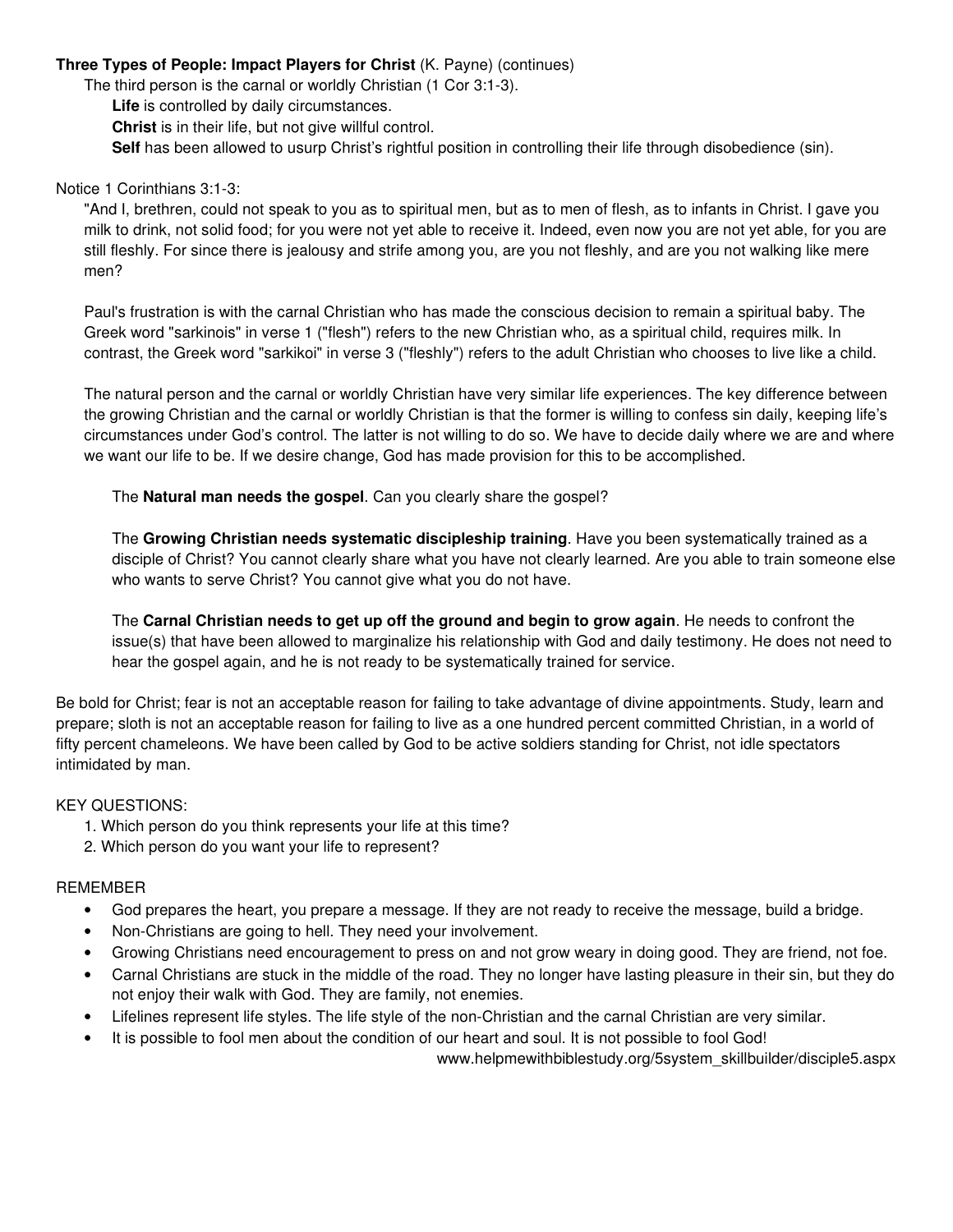**Three Types of People: Impact Players for Christ** (K. Payne) (continues)

The third person is the carnal or worldly Christian (1 Cor 3:1-3).

**Life** is controlled by daily circumstances.

**Christ** is in their life, but not give willful control.

**Self** has been allowed to usurp Christ's rightful position in controlling their life through disobedience (sin).

Notice 1 Corinthians 3:1-3:

"And I, brethren, could not speak to you as to spiritual men, but as to men of flesh, as to infants in Christ. I gave you milk to drink, not solid food; for you were not yet able to receive it. Indeed, even now you are not yet able, for you are still fleshly. For since there is jealousy and strife among you, are you not fleshly, and are you not walking like mere men?

Paul's frustration is with the carnal Christian who has made the conscious decision to remain a spiritual baby. The Greek word "sarkinois" in verse 1 ("flesh") refers to the new Christian who, as a spiritual child, requires milk. In contrast, the Greek word "sarkikoi" in verse 3 ("fleshly") refers to the adult Christian who chooses to live like a child.

The natural person and the carnal or worldly Christian have very similar life experiences. The key difference between the growing Christian and the carnal or worldly Christian is that the former is willing to confess sin daily, keeping life's circumstances under God's control. The latter is not willing to do so. We have to decide daily where we are and where we want our life to be. If we desire change, God has made provision for this to be accomplished.

The **Natural man needs the gospel**. Can you clearly share the gospel?

The **Growing Christian needs systematic discipleship training**. Have you been systematically trained as a disciple of Christ? You cannot clearly share what you have not clearly learned. Are you able to train someone else who wants to serve Christ? You cannot give what you do not have.

The **Carnal Christian needs to get up off the ground and begin to grow again**. He needs to confront the issue(s) that have been allowed to marginalize his relationship with God and daily testimony. He does not need to hear the gospel again, and he is not ready to be systematically trained for service.

Be bold for Christ; fear is not an acceptable reason for failing to take advantage of divine appointments. Study, learn and prepare; sloth is not an acceptable reason for failing to live as a one hundred percent committed Christian, in a world of fifty percent chameleons. We have been called by God to be active soldiers standing for Christ, not idle spectators intimidated by man.

KEY QUESTIONS:

1. Which person do you think represents your life at this time?
2. Which person do you want your life to represent?

REMEMBER

- God prepares the heart, you prepare a message. If they are not ready to receive the message, build a bridge.
- Non-Christians are going to hell. They need your involvement.
- Growing Christians need encouragement to press on and not grow weary in doing good. They are friend, not foe.
- Carnal Christians are stuck in the middle of the road. They no longer have lasting pleasure in their sin, but they do not enjoy their walk with God. They are family, not enemies.
- Lifelines represent life styles. The life style of the non-Christian and the carnal Christian are very similar.
- It is possible to fool men about the condition of our heart and soul. It is not possible to fool God!

www.helpmewithbiblestudy.org/5system_skillbuilder/disciple5.aspx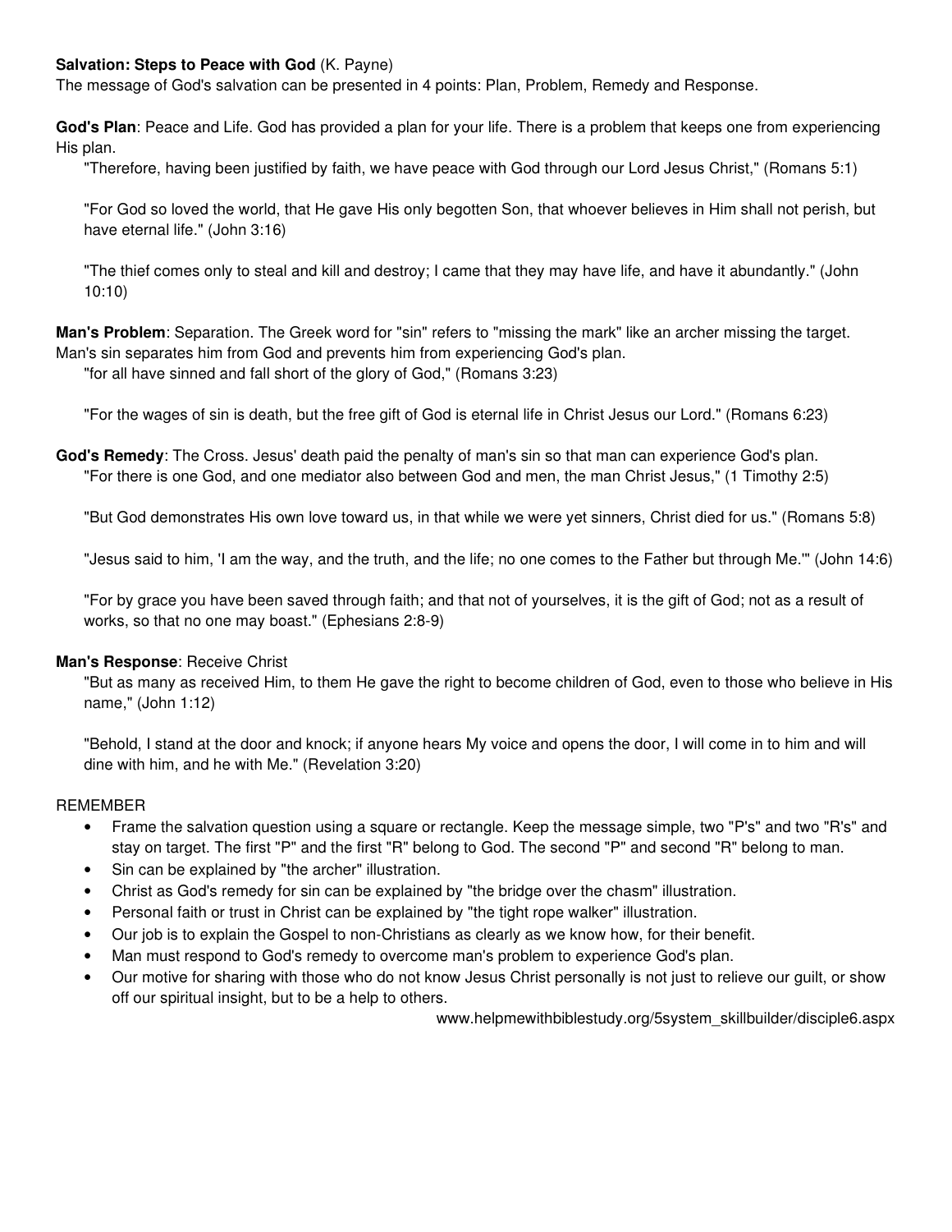**Salvation: Steps to Peace with God** (K. Payne)

The message of God's salvation can be presented in 4 points: Plan, Problem, Remedy and Response.

**God's Plan**: Peace and Life. God has provided a plan for your life. There is a problem that keeps one from experiencing His plan.

> "Therefore, having been justified by faith, we have peace with God through our Lord Jesus Christ," (Romans 5:1)
>
> "For God so loved the world, that He gave His only begotten Son, that whoever believes in Him shall not perish, but have eternal life." (John 3:16)
>
> "The thief comes only to steal and kill and destroy; I came that they may have life, and have it abundantly." (John 10:10)

**Man's Problem**: Separation. The Greek word for "sin" refers to "missing the mark" like an archer missing the target. Man's sin separates him from God and prevents him from experiencing God's plan.

> "for all have sinned and fall short of the glory of God," (Romans 3:23)
>
> "For the wages of sin is death, but the free gift of God is eternal life in Christ Jesus our Lord." (Romans 6:23)

**God's Remedy**: The Cross. Jesus' death paid the penalty of man's sin so that man can experience God's plan.

> "For there is one God, and one mediator also between God and men, the man Christ Jesus," (1 Timothy 2:5)
>
> "But God demonstrates His own love toward us, in that while we were yet sinners, Christ died for us." (Romans 5:8)
>
> "Jesus said to him, 'I am the way, and the truth, and the life; no one comes to the Father but through Me.'" (John 14:6)
>
> "For by grace you have been saved through faith; and that not of yourselves, it is the gift of God; not as a result of works, so that no one may boast." (Ephesians 2:8-9)

**Man's Response**: Receive Christ

> "But as many as received Him, to them He gave the right to become children of God, even to those who believe in His name," (John 1:12)
>
> "Behold, I stand at the door and knock; if anyone hears My voice and opens the door, I will come in to him and will dine with him, and he with Me." (Revelation 3:20)

REMEMBER

- Frame the salvation question using a square or rectangle. Keep the message simple, two "P's" and two "R's" and stay on target. The first "P" and the first "R" belong to God. The second "P" and second "R" belong to man.
- Sin can be explained by "the archer" illustration.
- Christ as God's remedy for sin can be explained by "the bridge over the chasm" illustration.
- Personal faith or trust in Christ can be explained by "the tight rope walker" illustration.
- Our job is to explain the Gospel to non-Christians as clearly as we know how, for their benefit.
- Man must respond to God's remedy to overcome man's problem to experience God's plan.
- Our motive for sharing with those who do not know Jesus Christ personally is not just to relieve our guilt, or show off our spiritual insight, but to be a help to others.

www.helpmewithbiblestudy.org/5system_skillbuilder/disciple6.aspx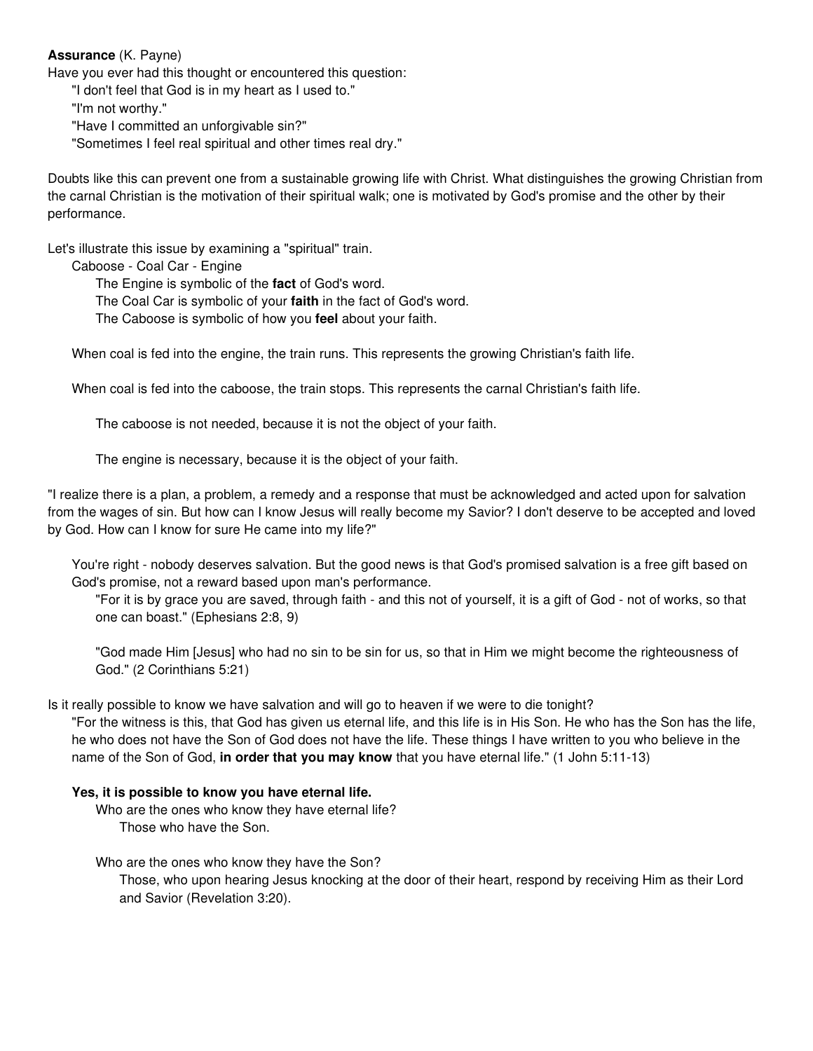**Assurance** (K. Payne)

Have you ever had this thought or encountered this question:

> "I don't feel that God is in my heart as I used to."
> "I'm not worthy."
> "Have I committed an unforgivable sin?"
> "Sometimes I feel real spiritual and other times real dry."

Doubts like this can prevent one from a sustainable growing life with Christ. What distinguishes the growing Christian from the carnal Christian is the motivation of their spiritual walk; one is motivated by God's promise and the other by their performance.

Let's illustrate this issue by examining a "spiritual" train.

Caboose - Coal Car - Engine

- The Engine is symbolic of the **fact** of God's word.
- The Coal Car is symbolic of your **faith** in the fact of God's word.
- The Caboose is symbolic of how you **feel** about your faith.

When coal is fed into the engine, the train runs. This represents the growing Christian's faith life.

When coal is fed into the caboose, the train stops. This represents the carnal Christian's faith life.

The caboose is not needed, because it is not the object of your faith.

The engine is necessary, because it is the object of your faith.

"I realize there is a plan, a problem, a remedy and a response that must be acknowledged and acted upon for salvation from the wages of sin. But how can I know Jesus will really become my Savior? I don't deserve to be accepted and loved by God. How can I know for sure He came into my life?"

You're right - nobody deserves salvation. But the good news is that God's promised salvation is a free gift based on God's promise, not a reward based upon man's performance.

> "For it is by grace you are saved, through faith - and this not of yourself, it is a gift of God - not of works, so that one can boast." (Ephesians 2:8, 9)
>
> "God made Him [Jesus] who had no sin to be sin for us, so that in Him we might become the righteousness of God." (2 Corinthians 5:21)

Is it really possible to know we have salvation and will go to heaven if we were to die tonight?

> "For the witness is this, that God has given us eternal life, and this life is in His Son. He who has the Son has the life, he who does not have the Son of God does not have the life. These things I have written to you who believe in the name of the Son of God, **in order that you may know** that you have eternal life." (1 John 5:11-13)

**Yes, it is possible to know you have eternal life.**

Who are the ones who know they have eternal life?

Those who have the Son.

Who are the ones who know they have the Son?

Those, who upon hearing Jesus knocking at the door of their heart, respond by receiving Him as their Lord and Savior (Revelation 3:20).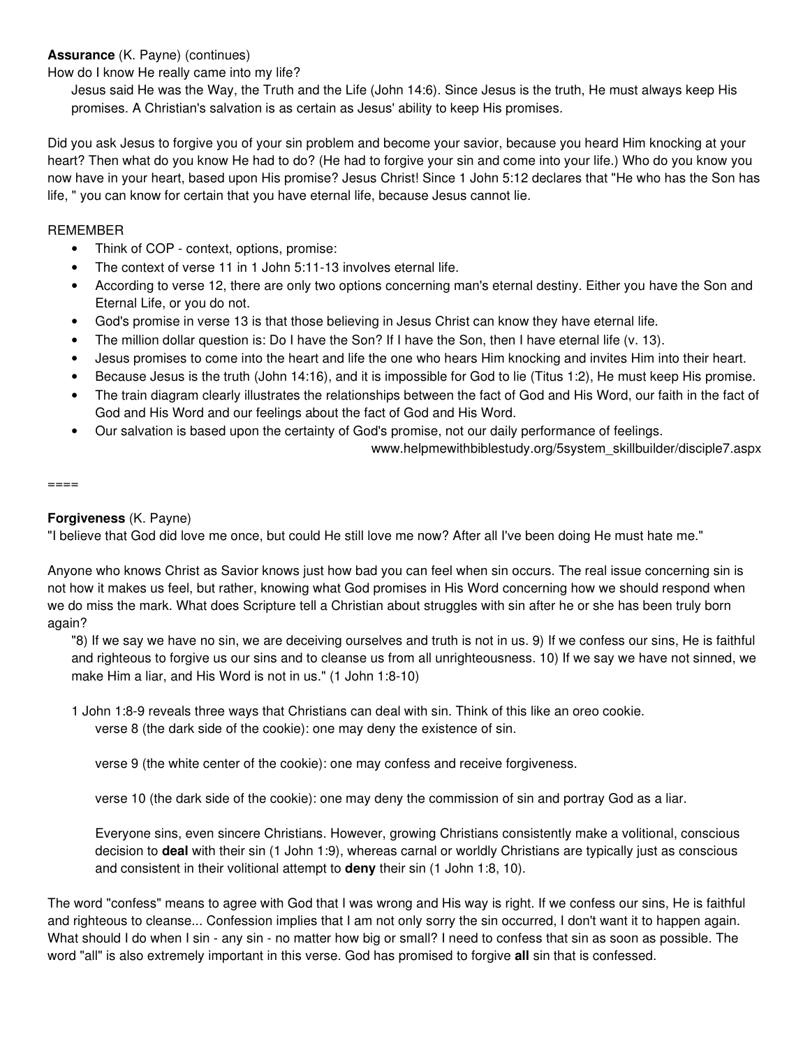**Assurance** (K. Payne) (continues)

How do I know He really came into my life?

> Jesus said He was the Way, the Truth and the Life (John 14:6). Since Jesus is the truth, He must always keep His promises. A Christian's salvation is as certain as Jesus' ability to keep His promises.

Did you ask Jesus to forgive you of your sin problem and become your savior, because you heard Him knocking at your heart? Then what do you know He had to do? (He had to forgive your sin and come into your life.) Who do you know you now have in your heart, based upon His promise? Jesus Christ! Since 1 John 5:12 declares that "He who has the Son has life, " you can know for certain that you have eternal life, because Jesus cannot lie.

REMEMBER

- Think of COP - context, options, promise:
- The context of verse 11 in 1 John 5:11-13 involves eternal life.
- According to verse 12, there are only two options concerning man's eternal destiny. Either you have the Son and Eternal Life, or you do not.
- God's promise in verse 13 is that those believing in Jesus Christ can know they have eternal life.
- The million dollar question is: Do I have the Son? If I have the Son, then I have eternal life (v. 13).
- Jesus promises to come into the heart and life the one who hears Him knocking and invites Him into their heart.
- Because Jesus is the truth (John 14:16), and it is impossible for God to lie (Titus 1:2), He must keep His promise.
- The train diagram clearly illustrates the relationships between the fact of God and His Word, our faith in the fact of God and His Word and our feelings about the fact of God and His Word.
- Our salvation is based upon the certainty of God's promise, not our daily performance of feelings.

www.helpmewithbiblestudy.org/5system_skillbuilder/disciple7.aspx

====

**Forgiveness** (K. Payne)

"I believe that God did love me once, but could He still love me now? After all I've been doing He must hate me."

Anyone who knows Christ as Savior knows just how bad you can feel when sin occurs. The real issue concerning sin is not how it makes us feel, but rather, knowing what God promises in His Word concerning how we should respond when we do miss the mark. What does Scripture tell a Christian about struggles with sin after he or she has been truly born again?

> "8) If we say we have no sin, we are deceiving ourselves and truth is not in us. 9) If we confess our sins, He is faithful and righteous to forgive us our sins and to cleanse us from all unrighteousness. 10) If we say we have not sinned, we make Him a liar, and His Word is not in us." (1 John 1:8-10)

> 1 John 1:8-9 reveals three ways that Christians can deal with sin. Think of this like an oreo cookie.
>
> > verse 8 (the dark side of the cookie): one may deny the existence of sin.
> >
> > verse 9 (the white center of the cookie): one may confess and receive forgiveness.
> >
> > verse 10 (the dark side of the cookie): one may deny the commission of sin and portray God as a liar.
> >
> > Everyone sins, even sincere Christians. However, growing Christians consistently make a volitional, conscious decision to **deal** with their sin (1 John 1:9), whereas carnal or worldly Christians are typically just as conscious and consistent in their volitional attempt to **deny** their sin (1 John 1:8, 10).

The word "confess" means to agree with God that I was wrong and His way is right. If we confess our sins, He is faithful and righteous to cleanse... Confession implies that I am not only sorry the sin occurred, I don't want it to happen again. What should I do when I sin - any sin - no matter how big or small? I need to confess that sin as soon as possible. The word "all" is also extremely important in this verse. God has promised to forgive **all** sin that is confessed.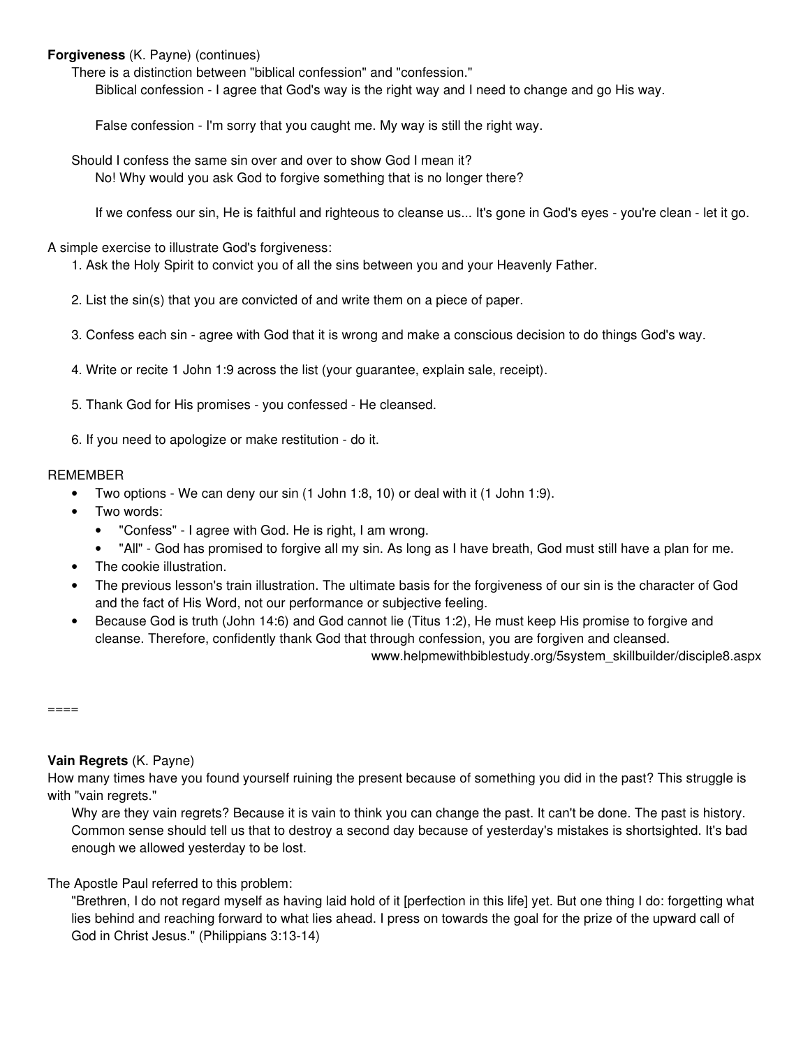**Forgiveness** (K. Payne) (continues)

There is a distinction between "biblical confession" and "confession."

Biblical confession - I agree that God's way is the right way and I need to change and go His way.

False confession - I'm sorry that you caught me. My way is still the right way.

Should I confess the same sin over and over to show God I mean it?

No! Why would you ask God to forgive something that is no longer there?

If we confess our sin, He is faithful and righteous to cleanse us... It's gone in God's eyes - you're clean - let it go.

A simple exercise to illustrate God's forgiveness:

1. Ask the Holy Spirit to convict you of all the sins between you and your Heavenly Father.

2. List the sin(s) that you are convicted of and write them on a piece of paper.

3. Confess each sin - agree with God that it is wrong and make a conscious decision to do things God's way.

4. Write or recite 1 John 1:9 across the list (your guarantee, explain sale, receipt).

5. Thank God for His promises - you confessed - He cleansed.

6. If you need to apologize or make restitution - do it.

REMEMBER

- Two options - We can deny our sin (1 John 1:8, 10) or deal with it (1 John 1:9).
- Two words:
  - "Confess" - I agree with God. He is right, I am wrong.
  - "All" - God has promised to forgive all my sin. As long as I have breath, God must still have a plan for me.
- The cookie illustration.
- The previous lesson's train illustration. The ultimate basis for the forgiveness of our sin is the character of God and the fact of His Word, not our performance or subjective feeling.
- Because God is truth (John 14:6) and God cannot lie (Titus 1:2), He must keep His promise to forgive and cleanse. Therefore, confidently thank God that through confession, you are forgiven and cleansed.

www.helpmewithbiblestudy.org/5system_skillbuilder/disciple8.aspx

====

**Vain Regrets** (K. Payne)

How many times have you found yourself ruining the present because of something you did in the past? This struggle is with "vain regrets."

Why are they vain regrets? Because it is vain to think you can change the past. It can't be done. The past is history. Common sense should tell us that to destroy a second day because of yesterday's mistakes is shortsighted. It's bad enough we allowed yesterday to be lost.

The Apostle Paul referred to this problem:

"Brethren, I do not regard myself as having laid hold of it [perfection in this life] yet. But one thing I do: forgetting what lies behind and reaching forward to what lies ahead. I press on towards the goal for the prize of the upward call of God in Christ Jesus." (Philippians 3:13-14)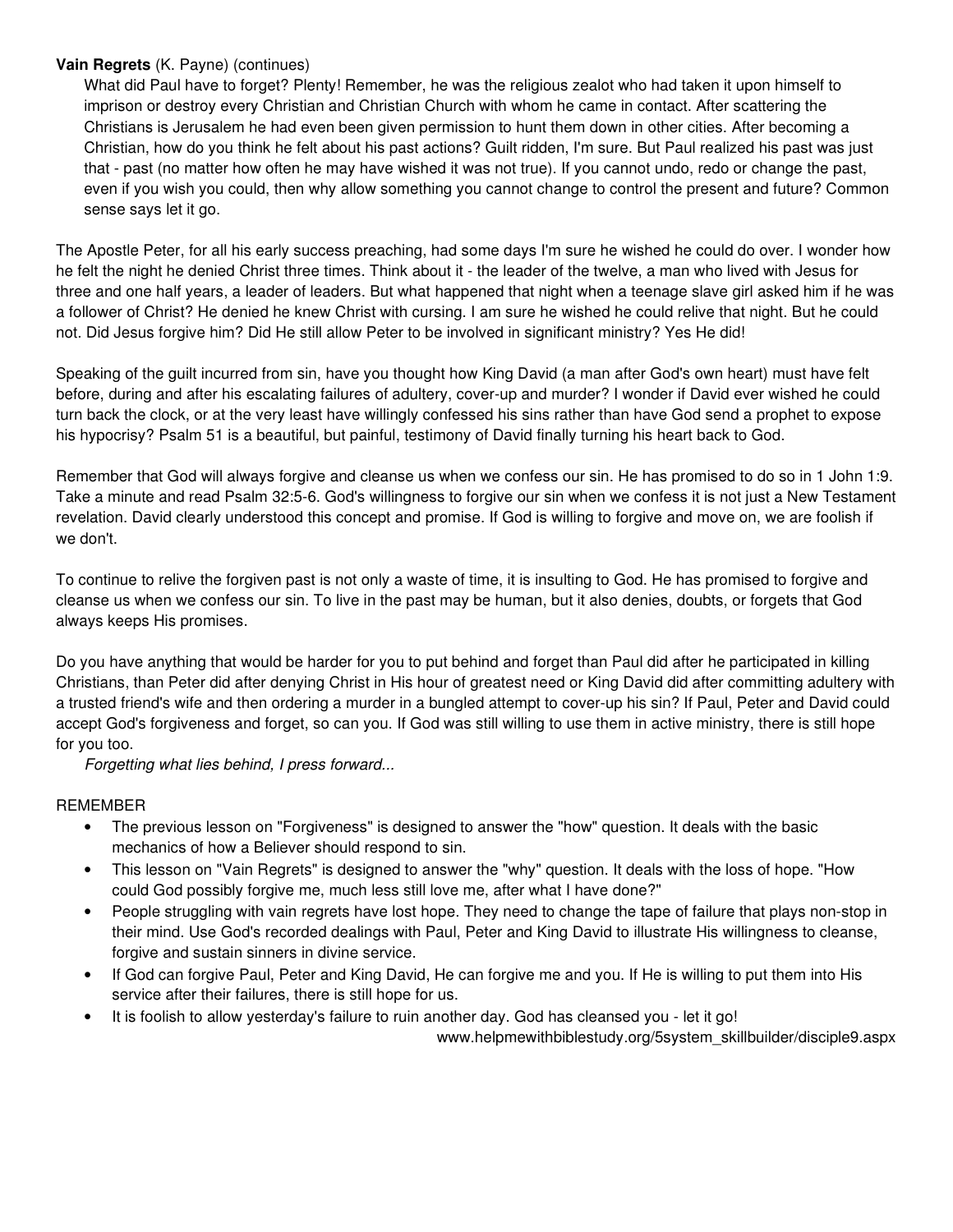**Vain Regrets** (K. Payne) (continues)

What did Paul have to forget? Plenty! Remember, he was the religious zealot who had taken it upon himself to imprison or destroy every Christian and Christian Church with whom he came in contact. After scattering the Christians is Jerusalem he had even been given permission to hunt them down in other cities. After becoming a Christian, how do you think he felt about his past actions? Guilt ridden, I'm sure. But Paul realized his past was just that - past (no matter how often he may have wished it was not true). If you cannot undo, redo or change the past, even if you wish you could, then why allow something you cannot change to control the present and future? Common sense says let it go.

The Apostle Peter, for all his early success preaching, had some days I'm sure he wished he could do over. I wonder how he felt the night he denied Christ three times. Think about it - the leader of the twelve, a man who lived with Jesus for three and one half years, a leader of leaders. But what happened that night when a teenage slave girl asked him if he was a follower of Christ? He denied he knew Christ with cursing. I am sure he wished he could relive that night. But he could not. Did Jesus forgive him? Did He still allow Peter to be involved in significant ministry? Yes He did!

Speaking of the guilt incurred from sin, have you thought how King David (a man after God's own heart) must have felt before, during and after his escalating failures of adultery, cover-up and murder? I wonder if David ever wished he could turn back the clock, or at the very least have willingly confessed his sins rather than have God send a prophet to expose his hypocrisy? Psalm 51 is a beautiful, but painful, testimony of David finally turning his heart back to God.

Remember that God will always forgive and cleanse us when we confess our sin. He has promised to do so in 1 John 1:9. Take a minute and read Psalm 32:5-6. God's willingness to forgive our sin when we confess it is not just a New Testament revelation. David clearly understood this concept and promise. If God is willing to forgive and move on, we are foolish if we don't.

To continue to relive the forgiven past is not only a waste of time, it is insulting to God. He has promised to forgive and cleanse us when we confess our sin. To live in the past may be human, but it also denies, doubts, or forgets that God always keeps His promises.

Do you have anything that would be harder for you to put behind and forget than Paul did after he participated in killing Christians, than Peter did after denying Christ in His hour of greatest need or King David did after committing adultery with a trusted friend's wife and then ordering a murder in a bungled attempt to cover-up his sin? If Paul, Peter and David could accept God's forgiveness and forget, so can you. If God was still willing to use them in active ministry, there is still hope for you too.

*Forgetting what lies behind, I press forward...*

REMEMBER

- The previous lesson on "Forgiveness" is designed to answer the "how" question. It deals with the basic mechanics of how a Believer should respond to sin.
- This lesson on "Vain Regrets" is designed to answer the "why" question. It deals with the loss of hope. "How could God possibly forgive me, much less still love me, after what I have done?"
- People struggling with vain regrets have lost hope. They need to change the tape of failure that plays non-stop in their mind. Use God's recorded dealings with Paul, Peter and King David to illustrate His willingness to cleanse, forgive and sustain sinners in divine service.
- If God can forgive Paul, Peter and King David, He can forgive me and you. If He is willing to put them into His service after their failures, there is still hope for us.
- It is foolish to allow yesterday's failure to ruin another day. God has cleansed you - let it go!

www.helpmewithbiblestudy.org/5system_skillbuilder/disciple9.aspx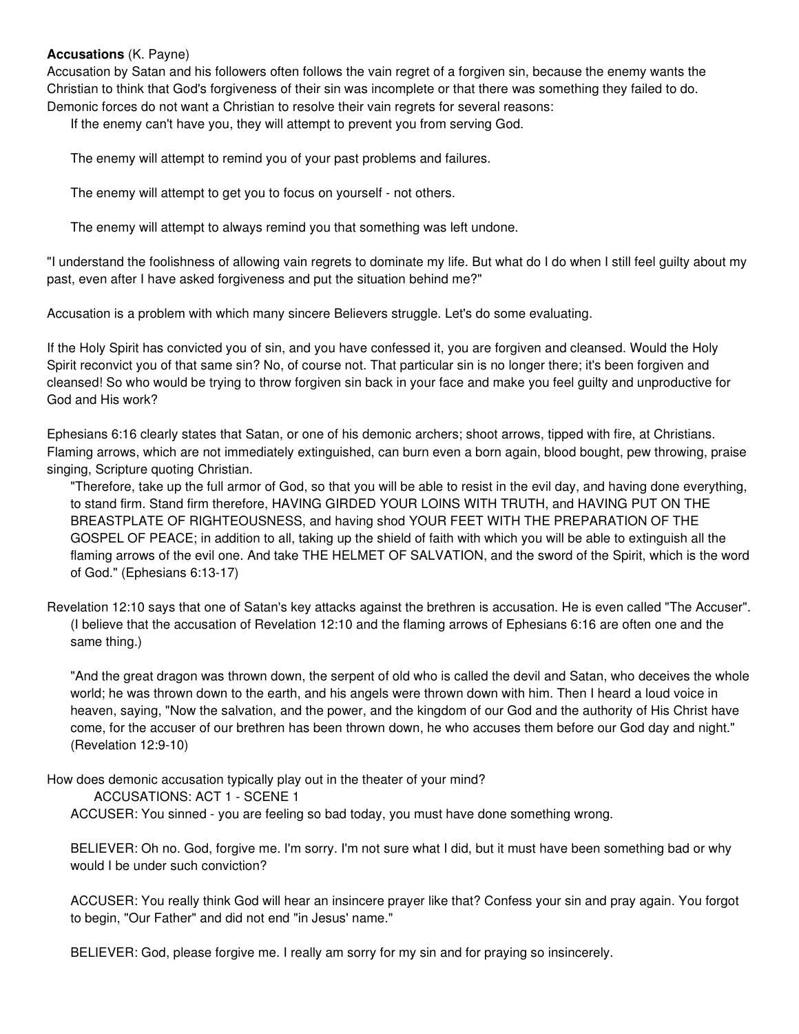**Accusations** (K. Payne)

Accusation by Satan and his followers often follows the vain regret of a forgiven sin, because the enemy wants the Christian to think that God's forgiveness of their sin was incomplete or that there was something they failed to do. Demonic forces do not want a Christian to resolve their vain regrets for several reasons:

> If the enemy can't have you, they will attempt to prevent you from serving God.
>
> The enemy will attempt to remind you of your past problems and failures.
>
> The enemy will attempt to get you to focus on yourself - not others.
>
> The enemy will attempt to always remind you that something was left undone.

"I understand the foolishness of allowing vain regrets to dominate my life. But what do I do when I still feel guilty about my past, even after I have asked forgiveness and put the situation behind me?"

Accusation is a problem with which many sincere Believers struggle. Let's do some evaluating.

If the Holy Spirit has convicted you of sin, and you have confessed it, you are forgiven and cleansed. Would the Holy Spirit reconvict you of that same sin? No, of course not. That particular sin is no longer there; it's been forgiven and cleansed! So who would be trying to throw forgiven sin back in your face and make you feel guilty and unproductive for God and His work?

Ephesians 6:16 clearly states that Satan, or one of his demonic archers; shoot arrows, tipped with fire, at Christians. Flaming arrows, which are not immediately extinguished, can burn even a born again, blood bought, pew throwing, praise singing, Scripture quoting Christian.

> "Therefore, take up the full armor of God, so that you will be able to resist in the evil day, and having done everything, to stand firm. Stand firm therefore, HAVING GIRDED YOUR LOINS WITH TRUTH, and HAVING PUT ON THE BREASTPLATE OF RIGHTEOUSNESS, and having shod YOUR FEET WITH THE PREPARATION OF THE GOSPEL OF PEACE; in addition to all, taking up the shield of faith with which you will be able to extinguish all the flaming arrows of the evil one. And take THE HELMET OF SALVATION, and the sword of the Spirit, which is the word of God." (Ephesians 6:13-17)

Revelation 12:10 says that one of Satan's key attacks against the brethren is accusation. He is even called "The Accuser".

> (I believe that the accusation of Revelation 12:10 and the flaming arrows of Ephesians 6:16 are often one and the same thing.)
>
> "And the great dragon was thrown down, the serpent of old who is called the devil and Satan, who deceives the whole world; he was thrown down to the earth, and his angels were thrown down with him. Then I heard a loud voice in heaven, saying, "Now the salvation, and the power, and the kingdom of our God and the authority of His Christ have come, for the accuser of our brethren has been thrown down, he who accuses them before our God day and night." (Revelation 12:9-10)

How does demonic accusation typically play out in the theater of your mind?

> ACCUSATIONS: ACT 1 - SCENE 1
>
> ACCUSER: You sinned - you are feeling so bad today, you must have done something wrong.
>
> BELIEVER: Oh no. God, forgive me. I'm sorry. I'm not sure what I did, but it must have been something bad or why would I be under such conviction?
>
> ACCUSER: You really think God will hear an insincere prayer like that? Confess your sin and pray again. You forgot to begin, "Our Father" and did not end "in Jesus' name."
>
> BELIEVER: God, please forgive me. I really am sorry for my sin and for praying so insincerely.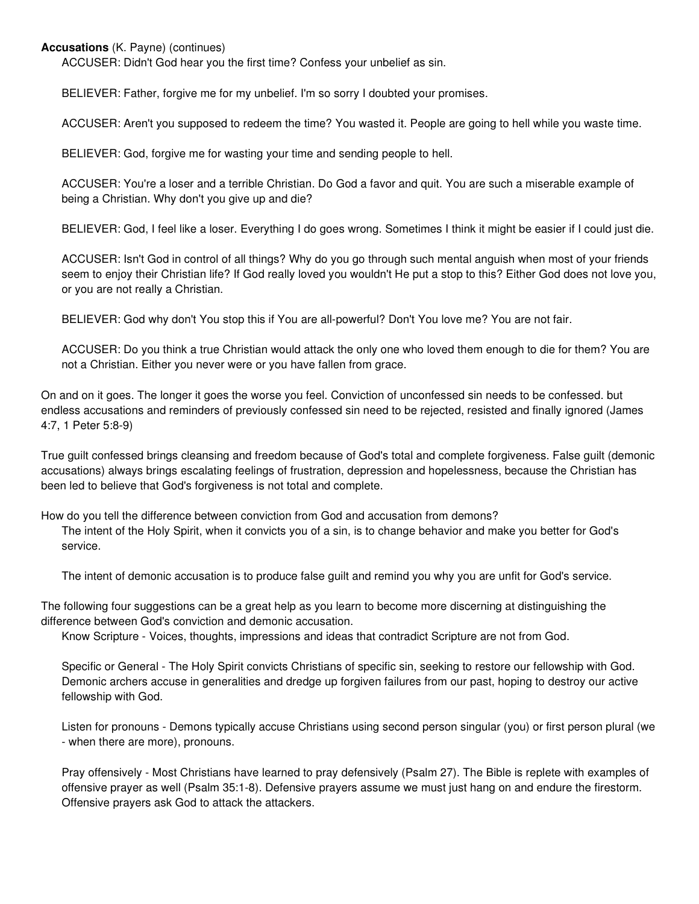**Accusations** (K. Payne) (continues)

ACCUSER: Didn't God hear you the first time? Confess your unbelief as sin.

BELIEVER: Father, forgive me for my unbelief. I'm so sorry I doubted your promises.

ACCUSER: Aren't you supposed to redeem the time? You wasted it. People are going to hell while you waste time.

BELIEVER: God, forgive me for wasting your time and sending people to hell.

ACCUSER: You're a loser and a terrible Christian. Do God a favor and quit. You are such a miserable example of being a Christian. Why don't you give up and die?

BELIEVER: God, I feel like a loser. Everything I do goes wrong. Sometimes I think it might be easier if I could just die.

ACCUSER: Isn't God in control of all things? Why do you go through such mental anguish when most of your friends seem to enjoy their Christian life? If God really loved you wouldn't He put a stop to this? Either God does not love you, or you are not really a Christian.

BELIEVER: God why don't You stop this if You are all-powerful? Don't You love me? You are not fair.

ACCUSER: Do you think a true Christian would attack the only one who loved them enough to die for them? You are not a Christian. Either you never were or you have fallen from grace.

On and on it goes. The longer it goes the worse you feel. Conviction of unconfessed sin needs to be confessed. but endless accusations and reminders of previously confessed sin need to be rejected, resisted and finally ignored (James 4:7, 1 Peter 5:8-9)

True guilt confessed brings cleansing and freedom because of God's total and complete forgiveness. False guilt (demonic accusations) always brings escalating feelings of frustration, depression and hopelessness, because the Christian has been led to believe that God's forgiveness is not total and complete.

How do you tell the difference between conviction from God and accusation from demons?

The intent of the Holy Spirit, when it convicts you of a sin, is to change behavior and make you better for God's service.

The intent of demonic accusation is to produce false guilt and remind you why you are unfit for God's service.

The following four suggestions can be a great help as you learn to become more discerning at distinguishing the difference between God's conviction and demonic accusation.

Know Scripture - Voices, thoughts, impressions and ideas that contradict Scripture are not from God.

Specific or General - The Holy Spirit convicts Christians of specific sin, seeking to restore our fellowship with God. Demonic archers accuse in generalities and dredge up forgiven failures from our past, hoping to destroy our active fellowship with God.

Listen for pronouns - Demons typically accuse Christians using second person singular (you) or first person plural (we - when there are more), pronouns.

Pray offensively - Most Christians have learned to pray defensively (Psalm 27). The Bible is replete with examples of offensive prayer as well (Psalm 35:1-8). Defensive prayers assume we must just hang on and endure the firestorm. Offensive prayers ask God to attack the attackers.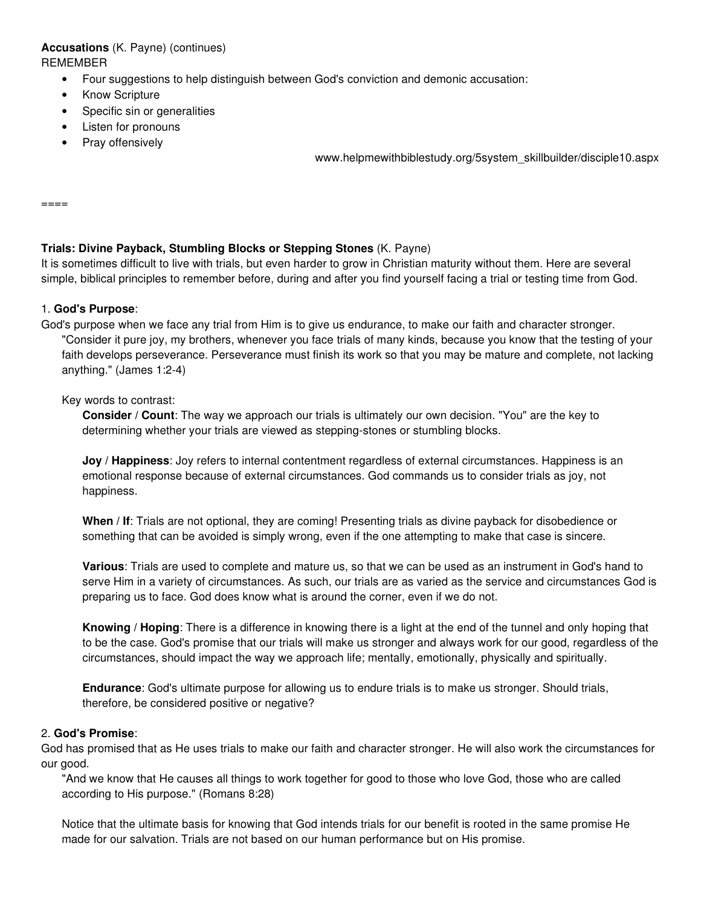**Accusations** (K. Payne) (continues)

REMEMBER

- Four suggestions to help distinguish between God's conviction and demonic accusation:
- Know Scripture
- Specific sin or generalities
- Listen for pronouns
- Pray offensively

www.helpmewithbiblestudy.org/5system_skillbuilder/disciple10.aspx

====

**Trials: Divine Payback, Stumbling Blocks or Stepping Stones** (K. Payne)

It is sometimes difficult to live with trials, but even harder to grow in Christian maturity without them. Here are several simple, biblical principles to remember before, during and after you find yourself facing a trial or testing time from God.

1. **God's Purpose**:

God's purpose when we face any trial from Him is to give us endurance, to make our faith and character stronger.

> "Consider it pure joy, my brothers, whenever you face trials of many kinds, because you know that the testing of your faith develops perseverance. Perseverance must finish its work so that you may be mature and complete, not lacking anything." (James 1:2-4)

Key words to contrast:

**Consider** / **Count**: The way we approach our trials is ultimately our own decision. "You" are the key to determining whether your trials are viewed as stepping-stones or stumbling blocks.

**Joy** / **Happiness**: Joy refers to internal contentment regardless of external circumstances. Happiness is an emotional response because of external circumstances. God commands us to consider trials as joy, not happiness.

**When** / **If**: Trials are not optional, they are coming! Presenting trials as divine payback for disobedience or something that can be avoided is simply wrong, even if the one attempting to make that case is sincere.

**Various**: Trials are used to complete and mature us, so that we can be used as an instrument in God's hand to serve Him in a variety of circumstances. As such, our trials are as varied as the service and circumstances God is preparing us to face. God does know what is around the corner, even if we do not.

**Knowing** / **Hoping**: There is a difference in knowing there is a light at the end of the tunnel and only hoping that to be the case. God's promise that our trials will make us stronger and always work for our good, regardless of the circumstances, should impact the way we approach life; mentally, emotionally, physically and spiritually.

**Endurance**: God's ultimate purpose for allowing us to endure trials is to make us stronger. Should trials, therefore, be considered positive or negative?

2. **God's Promise**:

God has promised that as He uses trials to make our faith and character stronger. He will also work the circumstances for our good.

> "And we know that He causes all things to work together for good to those who love God, those who are called according to His purpose." (Romans 8:28)

Notice that the ultimate basis for knowing that God intends trials for our benefit is rooted in the same promise He made for our salvation. Trials are not based on our human performance but on His promise.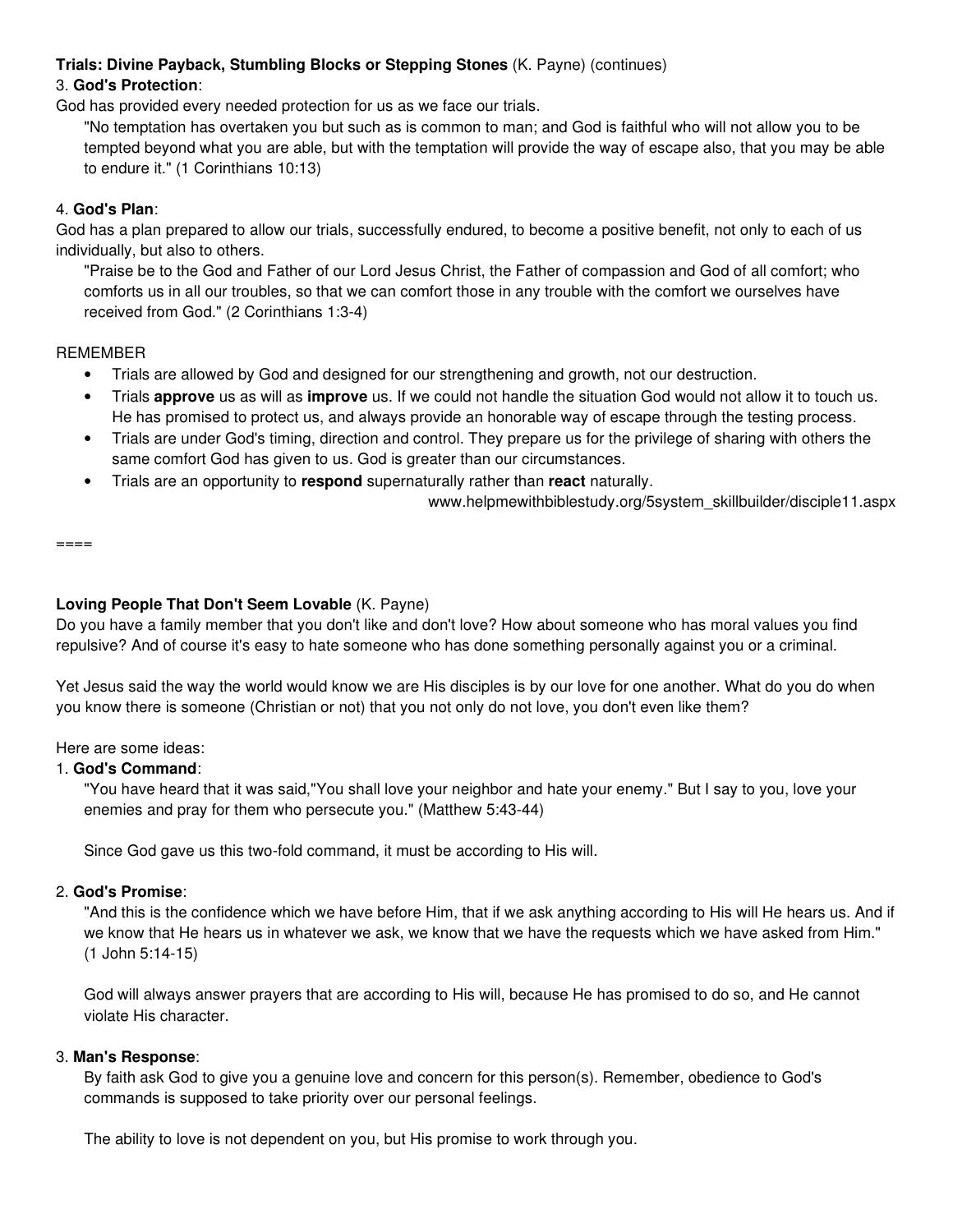**Trials: Divine Payback, Stumbling Blocks or Stepping Stones** (K. Payne) (continues)

3. **God's Protection**:

God has provided every needed protection for us as we face our trials.

> "No temptation has overtaken you but such as is common to man; and God is faithful who will not allow you to be tempted beyond what you are able, but with the temptation will provide the way of escape also, that you may be able to endure it." (1 Corinthians 10:13)

4. **God's Plan**:

God has a plan prepared to allow our trials, successfully endured, to become a positive benefit, not only to each of us individually, but also to others.

> "Praise be to the God and Father of our Lord Jesus Christ, the Father of compassion and God of all comfort; who comforts us in all our troubles, so that we can comfort those in any trouble with the comfort we ourselves have received from God." (2 Corinthians 1:3-4)

REMEMBER

- Trials are allowed by God and designed for our strengthening and growth, not our destruction.
- Trials **approve** us as will as **improve** us. If we could not handle the situation God would not allow it to touch us. He has promised to protect us, and always provide an honorable way of escape through the testing process.
- Trials are under God's timing, direction and control. They prepare us for the privilege of sharing with others the same comfort God has given to us. God is greater than our circumstances.
- Trials are an opportunity to **respond** supernaturally rather than **react** naturally.

www.helpmewithbiblestudy.org/5system_skillbuilder/disciple11.aspx

====

**Loving People That Don't Seem Lovable** (K. Payne)

Do you have a family member that you don't like and don't love? How about someone who has moral values you find repulsive? And of course it's easy to hate someone who has done something personally against you or a criminal.

Yet Jesus said the way the world would know we are His disciples is by our love for one another. What do you do when you know there is someone (Christian or not) that you not only do not love, you don't even like them?

Here are some ideas:

1. **God's Command**:

> "You have heard that it was said,"You shall love your neighbor and hate your enemy." But I say to you, love your enemies and pray for them who persecute you." (Matthew 5:43-44)
>
> Since God gave us this two-fold command, it must be according to His will.

2. **God's Promise**:

> "And this is the confidence which we have before Him, that if we ask anything according to His will He hears us. And if we know that He hears us in whatever we ask, we know that we have the requests which we have asked from Him." (1 John 5:14-15)
>
> God will always answer prayers that are according to His will, because He has promised to do so, and He cannot violate His character.

3. **Man's Response**:

> By faith ask God to give you a genuine love and concern for this person(s). Remember, obedience to God's commands is supposed to take priority over our personal feelings.
>
> The ability to love is not dependent on you, but His promise to work through you.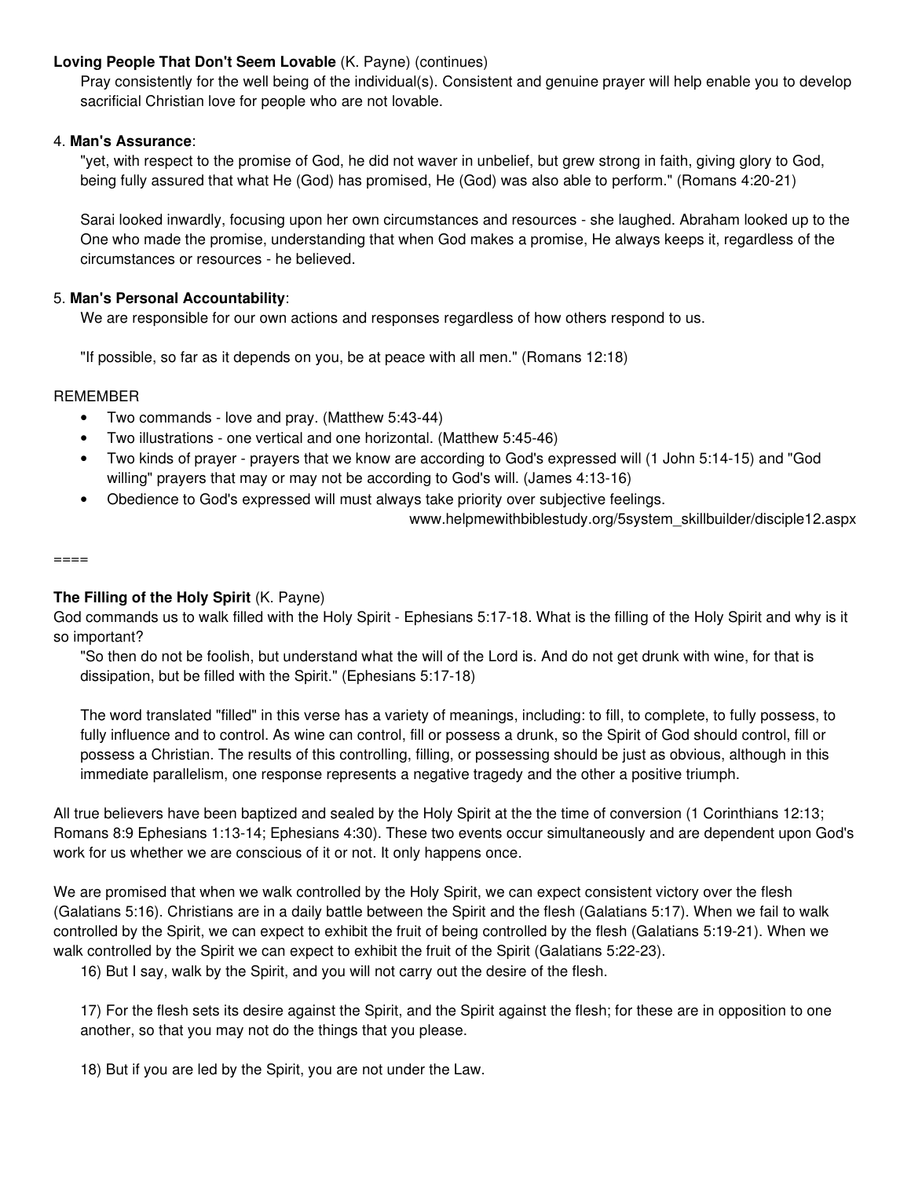**Loving People That Don't Seem Lovable** (K. Payne) (continues)

Pray consistently for the well being of the individual(s). Consistent and genuine prayer will help enable you to develop sacrificial Christian love for people who are not lovable.

4. **Man's Assurance**:

"yet, with respect to the promise of God, he did not waver in unbelief, but grew strong in faith, giving glory to God, being fully assured that what He (God) has promised, He (God) was also able to perform." (Romans 4:20-21)

Sarai looked inwardly, focusing upon her own circumstances and resources - she laughed. Abraham looked up to the One who made the promise, understanding that when God makes a promise, He always keeps it, regardless of the circumstances or resources - he believed.

5. **Man's Personal Accountability**:

We are responsible for our own actions and responses regardless of how others respond to us.

"If possible, so far as it depends on you, be at peace with all men." (Romans 12:18)

REMEMBER

- Two commands - love and pray. (Matthew 5:43-44)
- Two illustrations - one vertical and one horizontal. (Matthew 5:45-46)
- Two kinds of prayer - prayers that we know are according to God's expressed will (1 John 5:14-15) and "God willing" prayers that may or may not be according to God's will. (James 4:13-16)
- Obedience to God's expressed will must always take priority over subjective feelings.

www.helpmewithbiblestudy.org/5system_skillbuilder/disciple12.aspx

====

**The Filling of the Holy Spirit** (K. Payne)

God commands us to walk filled with the Holy Spirit - Ephesians 5:17-18. What is the filling of the Holy Spirit and why is it so important?

"So then do not be foolish, but understand what the will of the Lord is. And do not get drunk with wine, for that is dissipation, but be filled with the Spirit." (Ephesians 5:17-18)

The word translated "filled" in this verse has a variety of meanings, including: to fill, to complete, to fully possess, to fully influence and to control. As wine can control, fill or possess a drunk, so the Spirit of God should control, fill or possess a Christian. The results of this controlling, filling, or possessing should be just as obvious, although in this immediate parallelism, one response represents a negative tragedy and the other a positive triumph.

All true believers have been baptized and sealed by the Holy Spirit at the the time of conversion (1 Corinthians 12:13; Romans 8:9 Ephesians 1:13-14; Ephesians 4:30). These two events occur simultaneously and are dependent upon God's work for us whether we are conscious of it or not. It only happens once.

We are promised that when we walk controlled by the Holy Spirit, we can expect consistent victory over the flesh (Galatians 5:16). Christians are in a daily battle between the Spirit and the flesh (Galatians 5:17). When we fail to walk controlled by the Spirit, we can expect to exhibit the fruit of being controlled by the flesh (Galatians 5:19-21). When we walk controlled by the Spirit we can expect to exhibit the fruit of the Spirit (Galatians 5:22-23).

16) But I say, walk by the Spirit, and you will not carry out the desire of the flesh.

17) For the flesh sets its desire against the Spirit, and the Spirit against the flesh; for these are in opposition to one another, so that you may not do the things that you please.

18) But if you are led by the Spirit, you are not under the Law.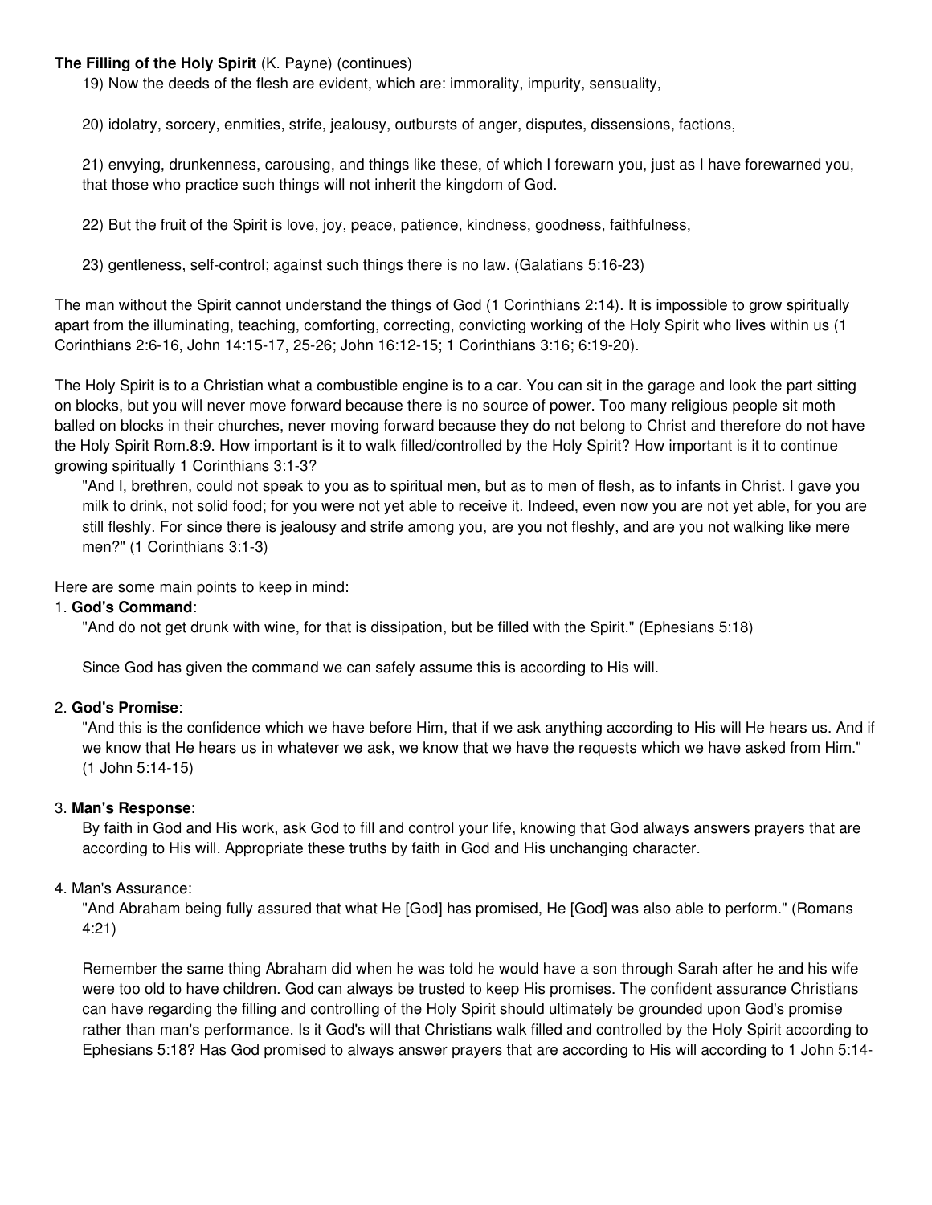**The Filling of the Holy Spirit** (K. Payne) (continues)

> 19) Now the deeds of the flesh are evident, which are: immorality, impurity, sensuality,
>
> 20) idolatry, sorcery, enmities, strife, jealousy, outbursts of anger, disputes, dissensions, factions,
>
> 21) envying, drunkenness, carousing, and things like these, of which I forewarn you, just as I have forewarned you, that those who practice such things will not inherit the kingdom of God.
>
> 22) But the fruit of the Spirit is love, joy, peace, patience, kindness, goodness, faithfulness,
>
> 23) gentleness, self-control; against such things there is no law. (Galatians 5:16-23)

The man without the Spirit cannot understand the things of God (1 Corinthians 2:14). It is impossible to grow spiritually apart from the illuminating, teaching, comforting, correcting, convicting working of the Holy Spirit who lives within us (1 Corinthians 2:6-16, John 14:15-17, 25-26; John 16:12-15; 1 Corinthians 3:16; 6:19-20).

The Holy Spirit is to a Christian what a combustible engine is to a car. You can sit in the garage and look the part sitting on blocks, but you will never move forward because there is no source of power. Too many religious people sit moth balled on blocks in their churches, never moving forward because they do not belong to Christ and therefore do not have the Holy Spirit Rom.8:9. How important is it to walk filled/controlled by the Holy Spirit? How important is it to continue growing spiritually 1 Corinthians 3:1-3?

> "And I, brethren, could not speak to you as to spiritual men, but as to men of flesh, as to infants in Christ. I gave you milk to drink, not solid food; for you were not yet able to receive it. Indeed, even now you are not yet able, for you are still fleshly. For since there is jealousy and strife among you, are you not fleshly, and are you not walking like mere men?" (1 Corinthians 3:1-3)

Here are some main points to keep in mind:

1. **God's Command**:

   "And do not get drunk with wine, for that is dissipation, but be filled with the Spirit." (Ephesians 5:18)

   Since God has given the command we can safely assume this is according to His will.

2. **God's Promise**:

   "And this is the confidence which we have before Him, that if we ask anything according to His will He hears us. And if we know that He hears us in whatever we ask, we know that we have the requests which we have asked from Him." (1 John 5:14-15)

3. **Man's Response**:

   By faith in God and His work, ask God to fill and control your life, knowing that God always answers prayers that are according to His will. Appropriate these truths by faith in God and His unchanging character.

4. Man's Assurance:

   "And Abraham being fully assured that what He [God] has promised, He [God] was also able to perform." (Romans 4:21)

   Remember the same thing Abraham did when he was told he would have a son through Sarah after he and his wife were too old to have children. God can always be trusted to keep His promises. The confident assurance Christians can have regarding the filling and controlling of the Holy Spirit should ultimately be grounded upon God's promise rather than man's performance. Is it God's will that Christians walk filled and controlled by the Holy Spirit according to Ephesians 5:18? Has God promised to always answer prayers that are according to His will according to 1 John 5:14-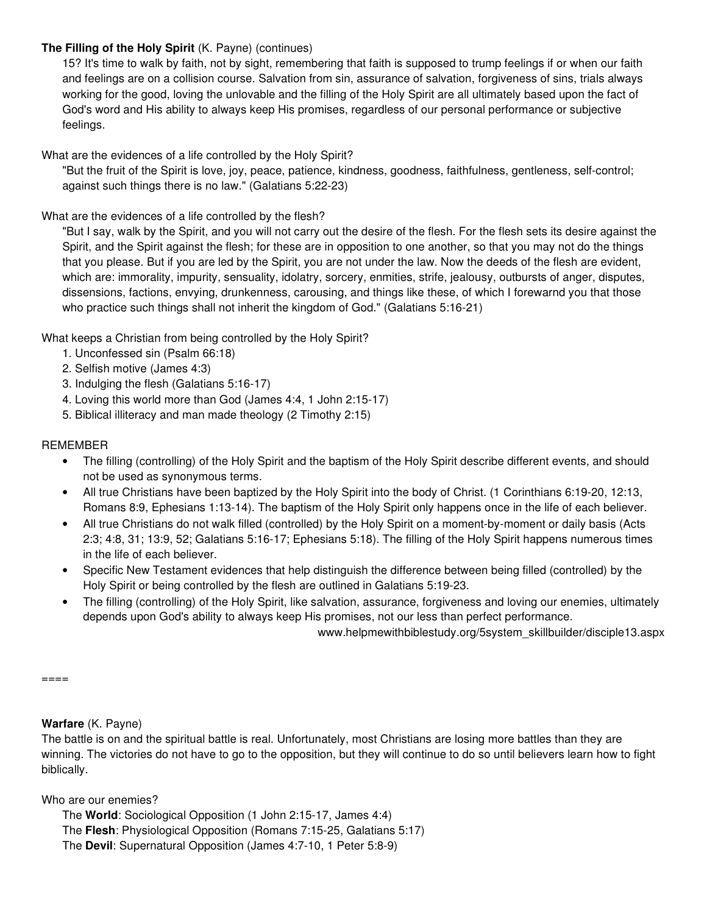**The Filling of the Holy Spirit** (K. Payne) (continues)

15? It's time to walk by faith, not by sight, remembering that faith is supposed to trump feelings if or when our faith and feelings are on a collision course. Salvation from sin, assurance of salvation, forgiveness of sins, trials always working for the good, loving the unlovable and the filling of the Holy Spirit are all ultimately based upon the fact of God's word and His ability to always keep His promises, regardless of our personal performance or subjective feelings.

What are the evidences of a life controlled by the Holy Spirit?

"But the fruit of the Spirit is love, joy, peace, patience, kindness, goodness, faithfulness, gentleness, self-control; against such things there is no law." (Galatians 5:22-23)

What are the evidences of a life controlled by the flesh?

"But I say, walk by the Spirit, and you will not carry out the desire of the flesh. For the flesh sets its desire against the Spirit, and the Spirit against the flesh; for these are in opposition to one another, so that you may not do the things that you please. But if you are led by the Spirit, you are not under the law. Now the deeds of the flesh are evident, which are: immorality, impurity, sensuality, idolatry, sorcery, enmities, strife, jealousy, outbursts of anger, disputes, dissensions, factions, envying, drunkenness, carousing, and things like these, of which I forewarnd you that those who practice such things shall not inherit the kingdom of God." (Galatians 5:16-21)

What keeps a Christian from being controlled by the Holy Spirit?

1. Unconfessed sin (Psalm 66:18)
2. Selfish motive (James 4:3)
3. Indulging the flesh (Galatians 5:16-17)
4. Loving this world more than God (James 4:4, 1 John 2:15-17)
5. Biblical illiteracy and man made theology (2 Timothy 2:15)

REMEMBER

- The filling (controlling) of the Holy Spirit and the baptism of the Holy Spirit describe different events, and should not be used as synonymous terms.
- All true Christians have been baptized by the Holy Spirit into the body of Christ. (1 Corinthians 6:19-20, 12:13, Romans 8:9, Ephesians 1:13-14). The baptism of the Holy Spirit only happens once in the life of each believer.
- All true Christians do not walk filled (controlled) by the Holy Spirit on a moment-by-moment or daily basis (Acts 2:3; 4:8, 31; 13:9, 52; Galatians 5:16-17; Ephesians 5:18). The filling of the Holy Spirit happens numerous times in the life of each believer.
- Specific New Testament evidences that help distinguish the difference between being filled (controlled) by the Holy Spirit or being controlled by the flesh are outlined in Galatians 5:19-23.
- The filling (controlling) of the Holy Spirit, like salvation, assurance, forgiveness and loving our enemies, ultimately depends upon God's ability to always keep His promises, not our less than perfect performance.

www.helpmewithbiblestudy.org/5system_skillbuilder/disciple13.aspx

====

**Warfare** (K. Payne)

The battle is on and the spiritual battle is real. Unfortunately, most Christians are losing more battles than they are winning. The victories do not have to go to the opposition, but they will continue to do so until believers learn how to fight biblically.

Who are our enemies?

The **World**: Sociological Opposition (1 John 2:15-17, James 4:4)
The **Flesh**: Physiological Opposition (Romans 7:15-25, Galatians 5:17)
The **Devil**: Supernatural Opposition (James 4:7-10, 1 Peter 5:8-9)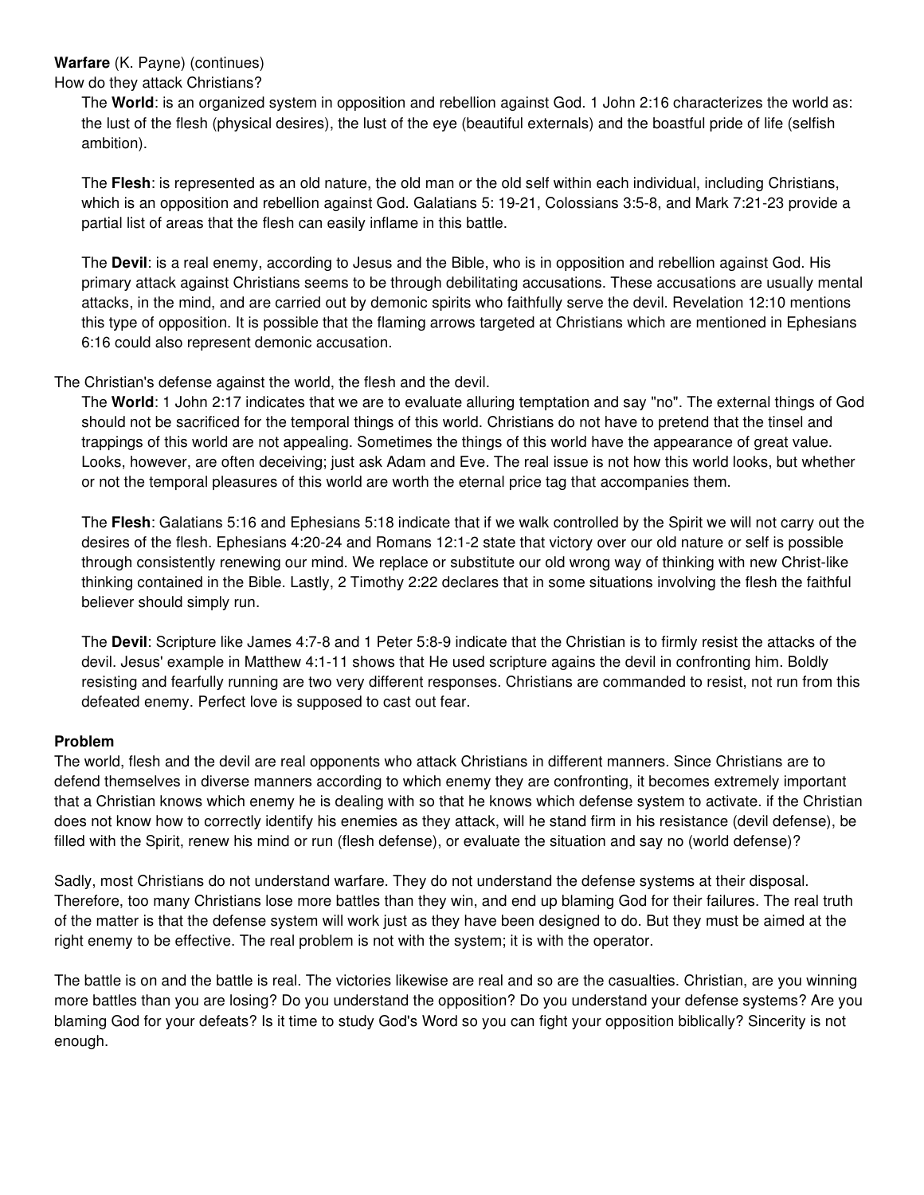**Warfare** (K. Payne) (continues)

How do they attack Christians?

The **World**: is an organized system in opposition and rebellion against God. 1 John 2:16 characterizes the world as: the lust of the flesh (physical desires), the lust of the eye (beautiful externals) and the boastful pride of life (selfish ambition).

The **Flesh**: is represented as an old nature, the old man or the old self within each individual, including Christians, which is an opposition and rebellion against God. Galatians 5: 19-21, Colossians 3:5-8, and Mark 7:21-23 provide a partial list of areas that the flesh can easily inflame in this battle.

The **Devil**: is a real enemy, according to Jesus and the Bible, who is in opposition and rebellion against God. His primary attack against Christians seems to be through debilitating accusations. These accusations are usually mental attacks, in the mind, and are carried out by demonic spirits who faithfully serve the devil. Revelation 12:10 mentions this type of opposition. It is possible that the flaming arrows targeted at Christians which are mentioned in Ephesians 6:16 could also represent demonic accusation.

The Christian's defense against the world, the flesh and the devil.

The **World**: 1 John 2:17 indicates that we are to evaluate alluring temptation and say "no". The external things of God should not be sacrificed for the temporal things of this world. Christians do not have to pretend that the tinsel and trappings of this world are not appealing. Sometimes the things of this world have the appearance of great value. Looks, however, are often deceiving; just ask Adam and Eve. The real issue is not how this world looks, but whether or not the temporal pleasures of this world are worth the eternal price tag that accompanies them.

The **Flesh**: Galatians 5:16 and Ephesians 5:18 indicate that if we walk controlled by the Spirit we will not carry out the desires of the flesh. Ephesians 4:20-24 and Romans 12:1-2 state that victory over our old nature or self is possible through consistently renewing our mind. We replace or substitute our old wrong way of thinking with new Christ-like thinking contained in the Bible. Lastly, 2 Timothy 2:22 declares that in some situations involving the flesh the faithful believer should simply run.

The **Devil**: Scripture like James 4:7-8 and 1 Peter 5:8-9 indicate that the Christian is to firmly resist the attacks of the devil. Jesus' example in Matthew 4:1-11 shows that He used scripture agains the devil in confronting him. Boldly resisting and fearfully running are two very different responses. Christians are commanded to resist, not run from this defeated enemy. Perfect love is supposed to cast out fear.

**Problem**

The world, flesh and the devil are real opponents who attack Christians in different manners. Since Christians are to defend themselves in diverse manners according to which enemy they are confronting, it becomes extremely important that a Christian knows which enemy he is dealing with so that he knows which defense system to activate. if the Christian does not know how to correctly identify his enemies as they attack, will he stand firm in his resistance (devil defense), be filled with the Spirit, renew his mind or run (flesh defense), or evaluate the situation and say no (world defense)?

Sadly, most Christians do not understand warfare. They do not understand the defense systems at their disposal. Therefore, too many Christians lose more battles than they win, and end up blaming God for their failures. The real truth of the matter is that the defense system will work just as they have been designed to do. But they must be aimed at the right enemy to be effective. The real problem is not with the system; it is with the operator.

The battle is on and the battle is real. The victories likewise are real and so are the casualties. Christian, are you winning more battles than you are losing? Do you understand the opposition? Do you understand your defense systems? Are you blaming God for your defeats? Is it time to study God's Word so you can fight your opposition biblically? Sincerity is not enough.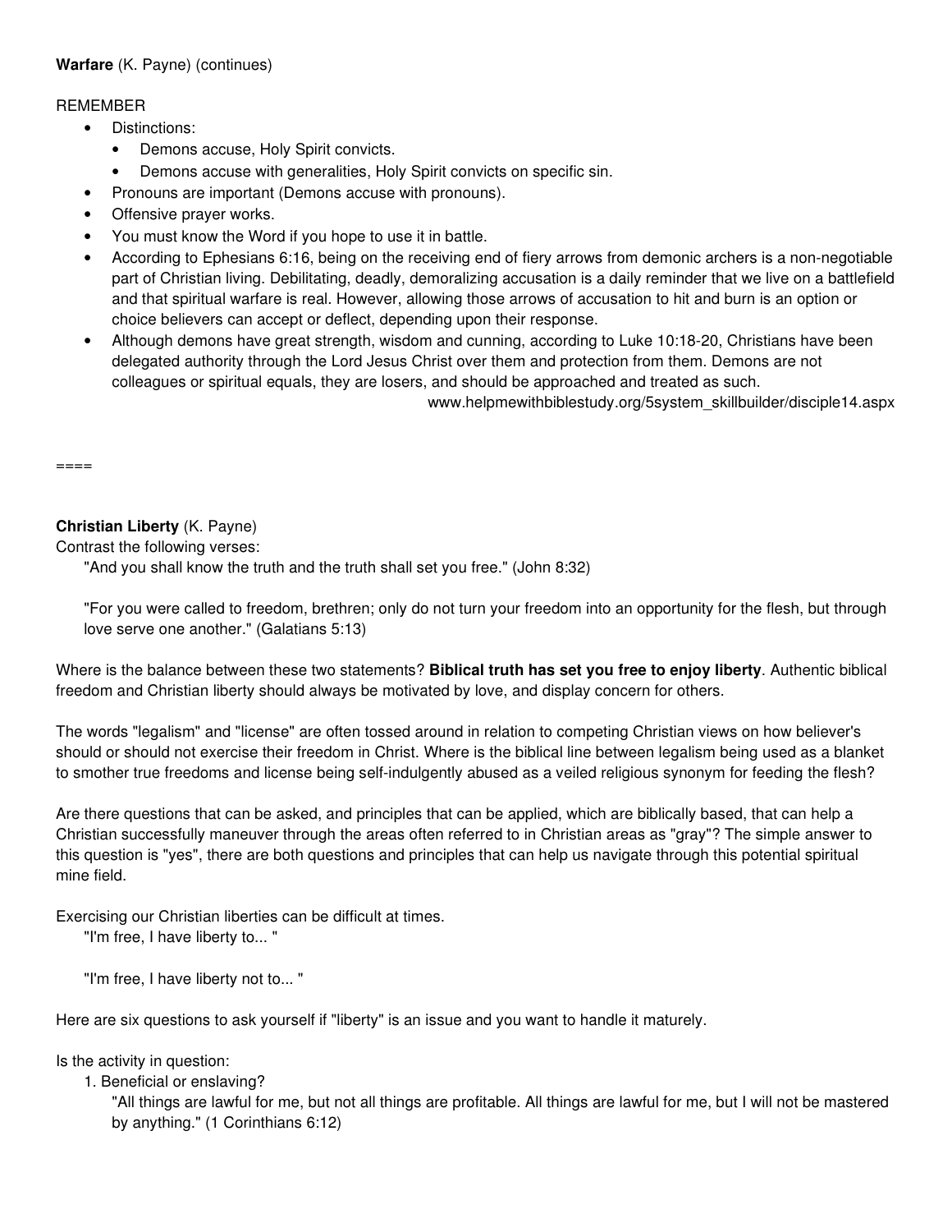**Warfare** (K. Payne) (continues)

REMEMBER

- Distinctions:
  - Demons accuse, Holy Spirit convicts.
  - Demons accuse with generalities, Holy Spirit convicts on specific sin.
- Pronouns are important (Demons accuse with pronouns).
- Offensive prayer works.
- You must know the Word if you hope to use it in battle.
- According to Ephesians 6:16, being on the receiving end of fiery arrows from demonic archers is a non-negotiable part of Christian living. Debilitating, deadly, demoralizing accusation is a daily reminder that we live on a battlefield and that spiritual warfare is real. However, allowing those arrows of accusation to hit and burn is an option or choice believers can accept or deflect, depending upon their response.
- Although demons have great strength, wisdom and cunning, according to Luke 10:18-20, Christians have been delegated authority through the Lord Jesus Christ over them and protection from them. Demons are not colleagues or spiritual equals, they are losers, and should be approached and treated as such.

www.helpmewithbiblestudy.org/5system_skillbuilder/disciple14.aspx

====

**Christian Liberty** (K. Payne)

Contrast the following verses:

"And you shall know the truth and the truth shall set you free." (John 8:32)

"For you were called to freedom, brethren; only do not turn your freedom into an opportunity for the flesh, but through love serve one another." (Galatians 5:13)

Where is the balance between these two statements? **Biblical truth has set you free to enjoy liberty**. Authentic biblical freedom and Christian liberty should always be motivated by love, and display concern for others.

The words "legalism" and "license" are often tossed around in relation to competing Christian views on how believer's should or should not exercise their freedom in Christ. Where is the biblical line between legalism being used as a blanket to smother true freedoms and license being self-indulgently abused as a veiled religious synonym for feeding the flesh?

Are there questions that can be asked, and principles that can be applied, which are biblically based, that can help a Christian successfully maneuver through the areas often referred to in Christian areas as "gray"? The simple answer to this question is "yes", there are both questions and principles that can help us navigate through this potential spiritual mine field.

Exercising our Christian liberties can be difficult at times.

"I'm free, I have liberty to... "

"I'm free, I have liberty not to... "

Here are six questions to ask yourself if "liberty" is an issue and you want to handle it maturely.

Is the activity in question:

1. Beneficial or enslaving?

   "All things are lawful for me, but not all things are profitable. All things are lawful for me, but I will not be mastered by anything." (1 Corinthians 6:12)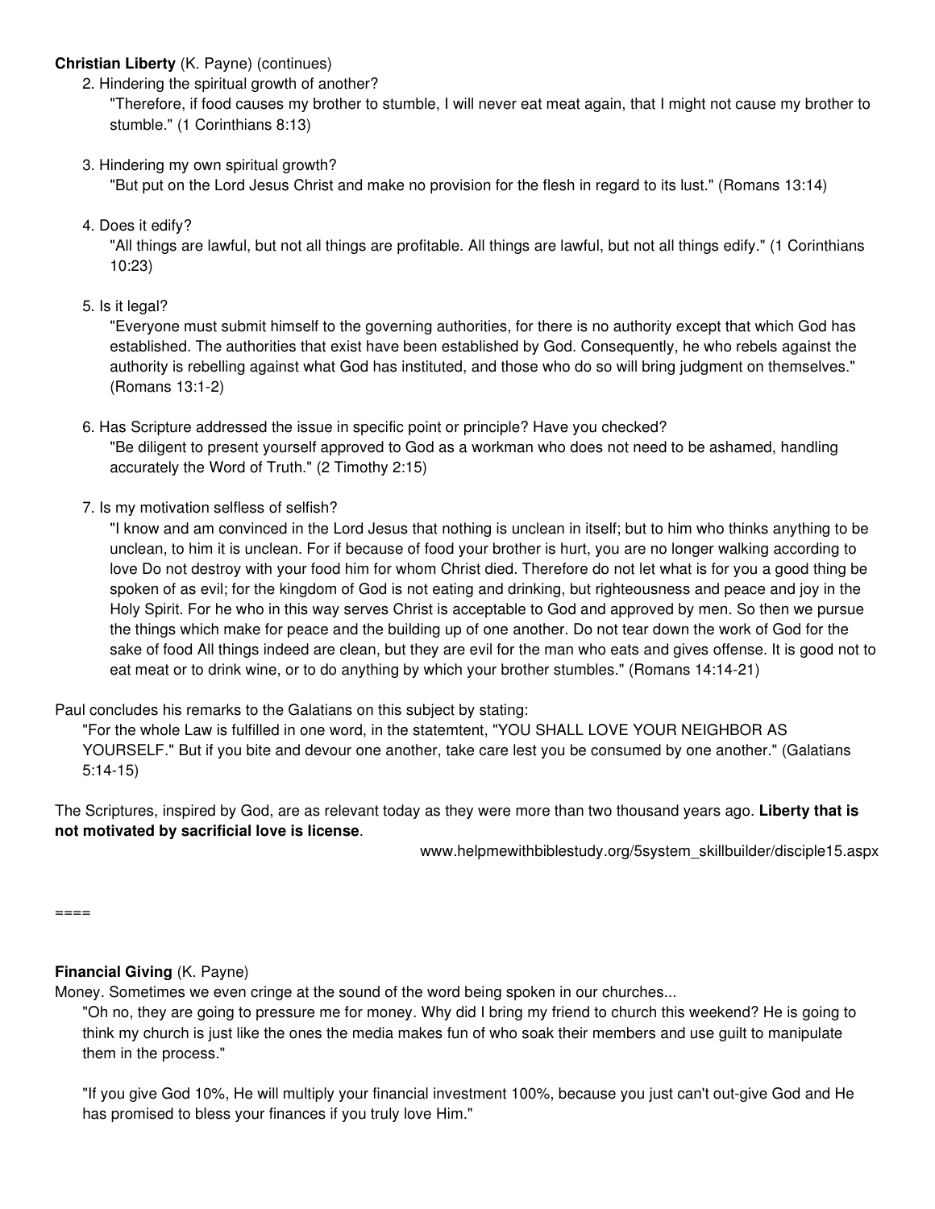**Christian Liberty** (K. Payne) (continues)

2. Hindering the spiritual growth of another?

   "Therefore, if food causes my brother to stumble, I will never eat meat again, that I might not cause my brother to stumble." (1 Corinthians 8:13)

3. Hindering my own spiritual growth?

   "But put on the Lord Jesus Christ and make no provision for the flesh in regard to its lust." (Romans 13:14)

4. Does it edify?

   "All things are lawful, but not all things are profitable. All things are lawful, but not all things edify." (1 Corinthians 10:23)

5. Is it legal?

   "Everyone must submit himself to the governing authorities, for there is no authority except that which God has established. The authorities that exist have been established by God. Consequently, he who rebels against the authority is rebelling against what God has instituted, and those who do so will bring judgment on themselves." (Romans 13:1-2)

6. Has Scripture addressed the issue in specific point or principle? Have you checked?

   "Be diligent to present yourself approved to God as a workman who does not need to be ashamed, handling accurately the Word of Truth." (2 Timothy 2:15)

7. Is my motivation selfless of selfish?

   "I know and am convinced in the Lord Jesus that nothing is unclean in itself; but to him who thinks anything to be unclean, to him it is unclean. For if because of food your brother is hurt, you are no longer walking according to love Do not destroy with your food him for whom Christ died. Therefore do not let what is for you a good thing be spoken of as evil; for the kingdom of God is not eating and drinking, but righteousness and peace and joy in the Holy Spirit. For he who in this way serves Christ is acceptable to God and approved by men. So then we pursue the things which make for peace and the building up of one another. Do not tear down the work of God for the sake of food All things indeed are clean, but they are evil for the man who eats and gives offense. It is good not to eat meat or to drink wine, or to do anything by which your brother stumbles." (Romans 14:14-21)

Paul concludes his remarks to the Galatians on this subject by stating:

> "For the whole Law is fulfilled in one word, in the statemtent, "YOU SHALL LOVE YOUR NEIGHBOR AS YOURSELF." But if you bite and devour one another, take care lest you be consumed by one another." (Galatians 5:14-15)

The Scriptures, inspired by God, are as relevant today as they were more than two thousand years ago. **Liberty that is not motivated by sacrificial love is license**.

www.helpmewithbiblestudy.org/5system_skillbuilder/disciple15.aspx

====

**Financial Giving** (K. Payne)

Money. Sometimes we even cringe at the sound of the word being spoken in our churches...

> "Oh no, they are going to pressure me for money. Why did I bring my friend to church this weekend? He is going to think my church is just like the ones the media makes fun of who soak their members and use guilt to manipulate them in the process."
>
> "If you give God 10%, He will multiply your financial investment 100%, because you just can't out-give God and He has promised to bless your finances if you truly love Him."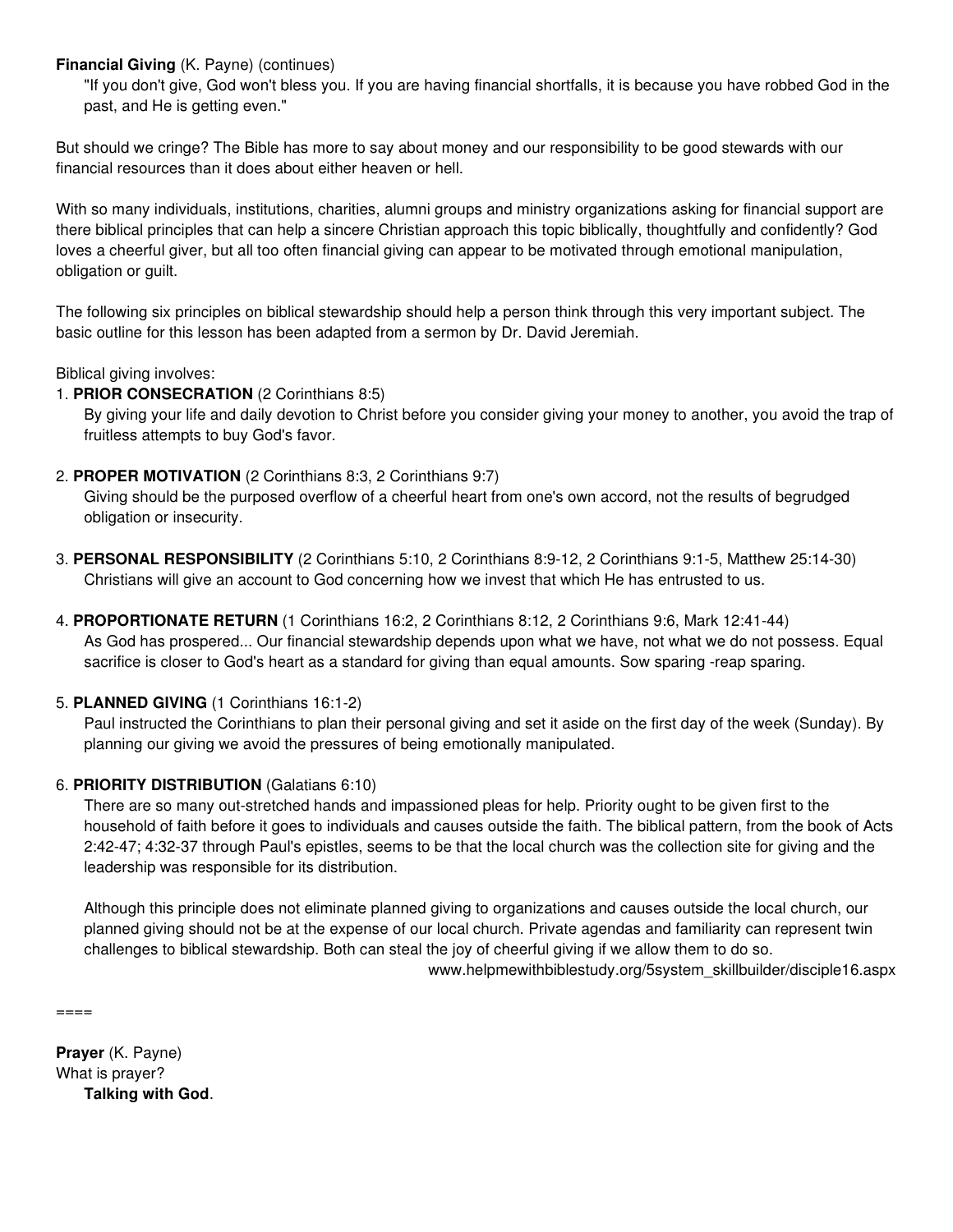**Financial Giving** (K. Payne) (continues)

"If you don't give, God won't bless you. If you are having financial shortfalls, it is because you have robbed God in the past, and He is getting even."

But should we cringe? The Bible has more to say about money and our responsibility to be good stewards with our financial resources than it does about either heaven or hell.

With so many individuals, institutions, charities, alumni groups and ministry organizations asking for financial support are there biblical principles that can help a sincere Christian approach this topic biblically, thoughtfully and confidently? God loves a cheerful giver, but all too often financial giving can appear to be motivated through emotional manipulation, obligation or guilt.

The following six principles on biblical stewardship should help a person think through this very important subject. The basic outline for this lesson has been adapted from a sermon by Dr. David Jeremiah.

Biblical giving involves:

1. **PRIOR CONSECRATION** (2 Corinthians 8:5)
   By giving your life and daily devotion to Christ before you consider giving your money to another, you avoid the trap of fruitless attempts to buy God's favor.

2. **PROPER MOTIVATION** (2 Corinthians 8:3, 2 Corinthians 9:7)
   Giving should be the purposed overflow of a cheerful heart from one's own accord, not the results of begrudged obligation or insecurity.

3. **PERSONAL RESPONSIBILITY** (2 Corinthians 5:10, 2 Corinthians 8:9-12, 2 Corinthians 9:1-5, Matthew 25:14-30)
   Christians will give an account to God concerning how we invest that which He has entrusted to us.

4. **PROPORTIONATE RETURN** (1 Corinthians 16:2, 2 Corinthians 8:12, 2 Corinthians 9:6, Mark 12:41-44)
   As God has prospered... Our financial stewardship depends upon what we have, not what we do not possess. Equal sacrifice is closer to God's heart as a standard for giving than equal amounts. Sow sparing -reap sparing.

5. **PLANNED GIVING** (1 Corinthians 16:1-2)
   Paul instructed the Corinthians to plan their personal giving and set it aside on the first day of the week (Sunday). By planning our giving we avoid the pressures of being emotionally manipulated.

6. **PRIORITY DISTRIBUTION** (Galatians 6:10)
   There are so many out-stretched hands and impassioned pleas for help. Priority ought to be given first to the household of faith before it goes to individuals and causes outside the faith. The biblical pattern, from the book of Acts 2:42-47; 4:32-37 through Paul's epistles, seems to be that the local church was the collection site for giving and the leadership was responsible for its distribution.

   Although this principle does not eliminate planned giving to organizations and causes outside the local church, our planned giving should not be at the expense of our local church. Private agendas and familiarity can represent twin challenges to biblical stewardship. Both can steal the joy of cheerful giving if we allow them to do so.

www.helpmewithbiblestudy.org/5system_skillbuilder/disciple16.aspx

====

**Prayer** (K. Payne)
What is prayer?
**Talking with God**.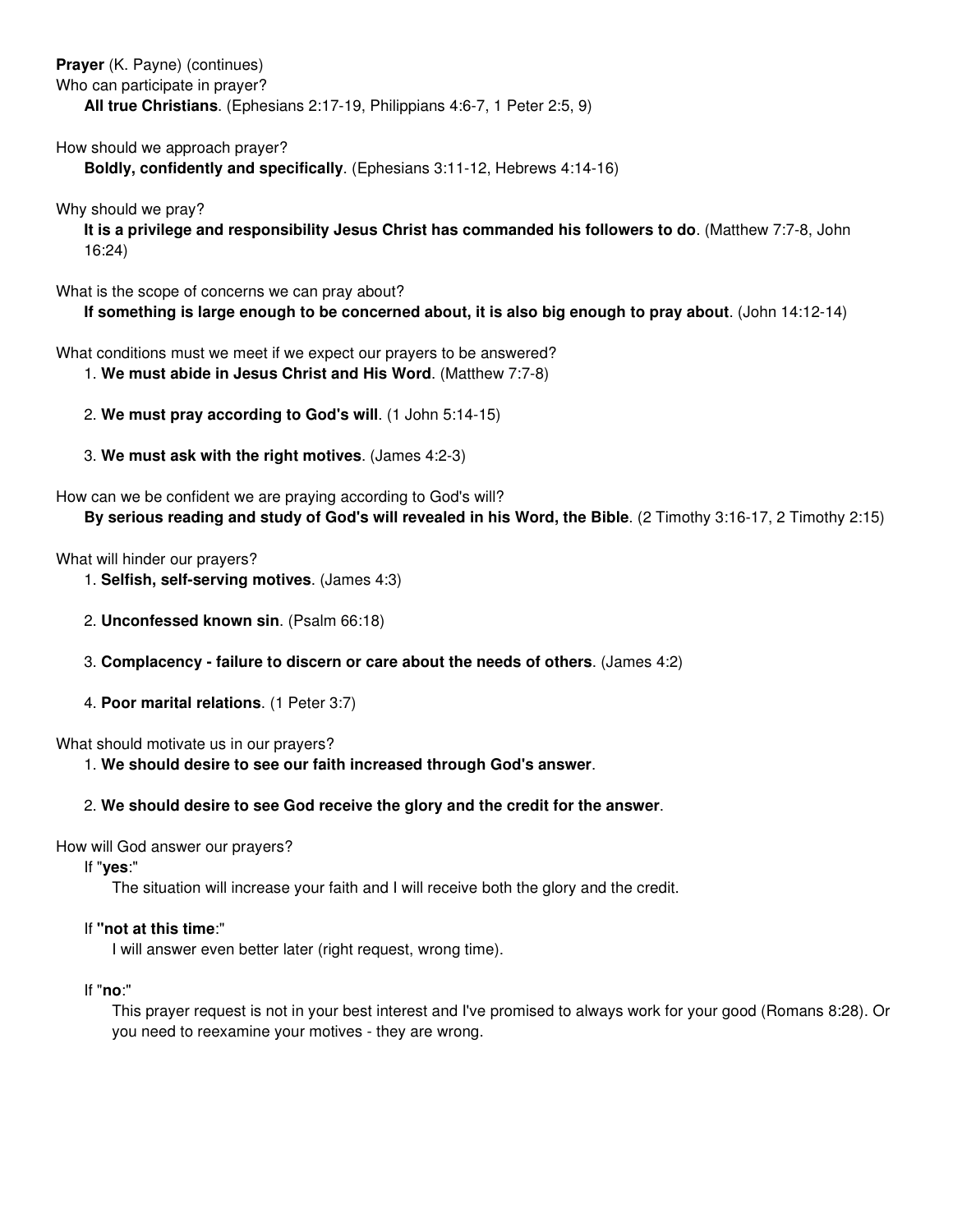**Prayer** (K. Payne) (continues)

Who can participate in prayer?

**All true Christians**. (Ephesians 2:17-19, Philippians 4:6-7, 1 Peter 2:5, 9)

How should we approach prayer?

**Boldly, confidently and specifically**. (Ephesians 3:11-12, Hebrews 4:14-16)

Why should we pray?

**It is a privilege and responsibility Jesus Christ has commanded his followers to do**. (Matthew 7:7-8, John 16:24)

What is the scope of concerns we can pray about?

**If something is large enough to be concerned about, it is also big enough to pray about**. (John 14:12-14)

What conditions must we meet if we expect our prayers to be answered?

1. **We must abide in Jesus Christ and His Word**. (Matthew 7:7-8)

2. **We must pray according to God's will**. (1 John 5:14-15)

3. **We must ask with the right motives**. (James 4:2-3)

How can we be confident we are praying according to God's will?

**By serious reading and study of God's will revealed in his Word, the Bible**. (2 Timothy 3:16-17, 2 Timothy 2:15)

What will hinder our prayers?

1. **Selfish, self-serving motives**. (James 4:3)

2. **Unconfessed known sin**. (Psalm 66:18)

3. **Complacency - failure to discern or care about the needs of others**. (James 4:2)

4. **Poor marital relations**. (1 Peter 3:7)

What should motivate us in our prayers?

1. **We should desire to see our faith increased through God's answer**.

2. **We should desire to see God receive the glory and the credit for the answer**.

How will God answer our prayers?

If "**yes**:"

The situation will increase your faith and I will receive both the glory and the credit.

If **"not at this time**:"

I will answer even better later (right request, wrong time).

If "**no**:"

This prayer request is not in your best interest and I've promised to always work for your good (Romans 8:28). Or you need to reexamine your motives - they are wrong.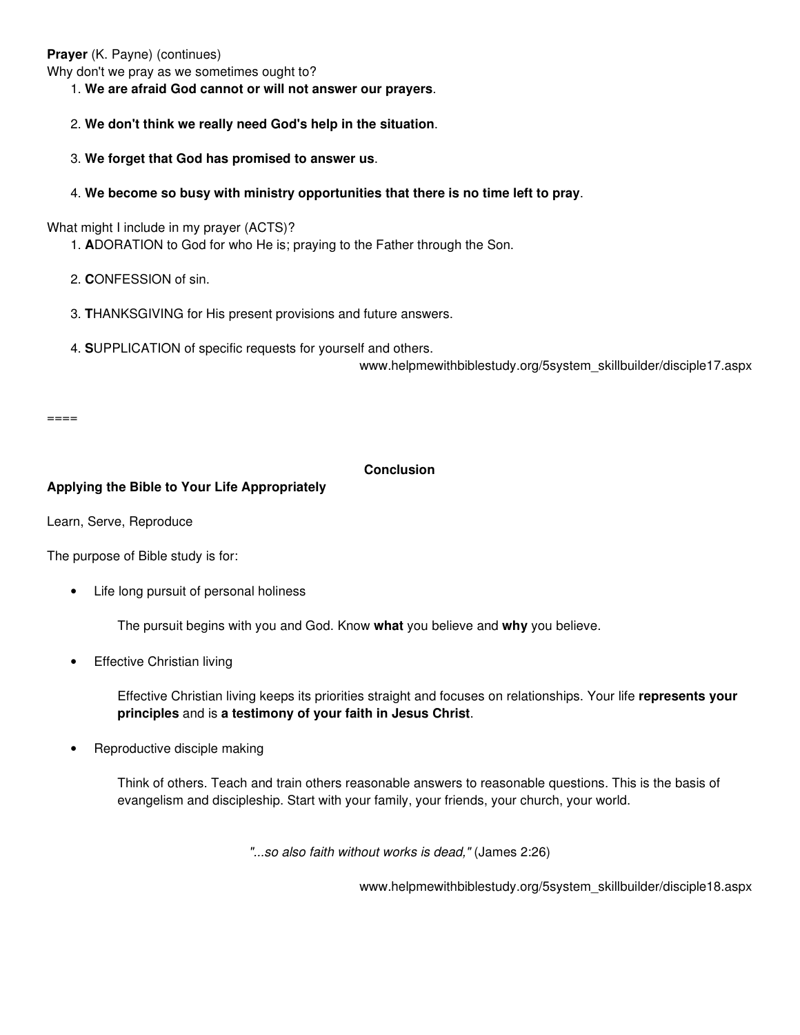**Prayer** (K. Payne) (continues)

Why don't we pray as we sometimes ought to?

1. **We are afraid God cannot or will not answer our prayers**.
2. **We don't think we really need God's help in the situation**.
3. **We forget that God has promised to answer us**.
4. **We become so busy with ministry opportunities that there is no time left to pray**.

What might I include in my prayer (ACTS)?

1. **A**DORATION to God for who He is; praying to the Father through the Son.
2. **C**ONFESSION of sin.
3. **T**HANKSGIVING for His present provisions and future answers.
4. **S**UPPLICATION of specific requests for yourself and others.

www.helpmewithbiblestudy.org/5system_skillbuilder/disciple17.aspx

====

**Conclusion**

**Applying the Bible to Your Life Appropriately**

Learn, Serve, Reproduce

The purpose of Bible study is for:

- Life long pursuit of personal holiness

  The pursuit begins with you and God. Know **what** you believe and **why** you believe.

- Effective Christian living

  Effective Christian living keeps its priorities straight and focuses on relationships. Your life **represents your principles** and is **a testimony of your faith in Jesus Christ**.

- Reproductive disciple making

  Think of others. Teach and train others reasonable answers to reasonable questions. This is the basis of evangelism and discipleship. Start with your family, your friends, your church, your world.

*"...so also faith without works is dead,"* (James 2:26)

www.helpmewithbiblestudy.org/5system_skillbuilder/disciple18.aspx